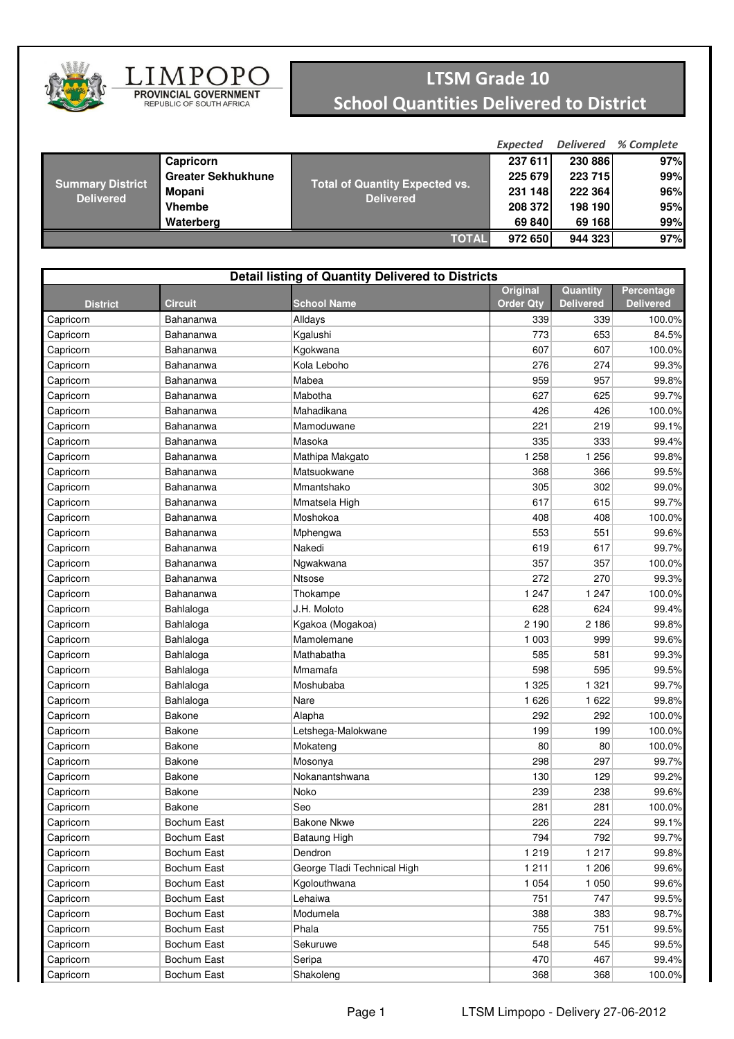LIMPOPO
PROVINCIAL GOVERNMENT
REPUBLIC OF SOUTH AFRICA

# LTSM Grade 10
## School Quantities Delivered to District

| Summary District Delivered | District | | Expected | Delivered | % Complete |
|---|---|---|---|---|---|
| | Capricorn | Total of Quantity Expected vs. Delivered | 237 611 | 230 886 | 97% |
| | Greater Sekhukhune | | 225 679 | 223 715 | 99% |
| | Mopani | | 231 148 | 222 364 | 96% |
| | Vhembe | | 208 372 | 198 190 | 95% |
| | Waterberg | | 69 840 | 69 168 | 99% |
| | | TOTAL | 972 650 | 944 323 | 97% |

**Detail listing of Quantity Delivered to Districts**

| District | Circuit | School Name | Original Order Qty | Quantity Delivered | Percentage Delivered |
|---|---|---|---|---|---|
| Capricorn | Bahananwa | Alldays | 339 | 339 | 100.0% |
| Capricorn | Bahananwa | Kgalushi | 773 | 653 | 84.5% |
| Capricorn | Bahananwa | Kgokwana | 607 | 607 | 100.0% |
| Capricorn | Bahananwa | Kola Leboho | 276 | 274 | 99.3% |
| Capricorn | Bahananwa | Mabea | 959 | 957 | 99.8% |
| Capricorn | Bahananwa | Mabotha | 627 | 625 | 99.7% |
| Capricorn | Bahananwa | Mahadikana | 426 | 426 | 100.0% |
| Capricorn | Bahananwa | Mamoduwane | 221 | 219 | 99.1% |
| Capricorn | Bahananwa | Masoka | 335 | 333 | 99.4% |
| Capricorn | Bahananwa | Mathipa Makgato | 1 258 | 1 256 | 99.8% |
| Capricorn | Bahananwa | Matsuokwane | 368 | 366 | 99.5% |
| Capricorn | Bahananwa | Mmantshako | 305 | 302 | 99.0% |
| Capricorn | Bahananwa | Mmatsela High | 617 | 615 | 99.7% |
| Capricorn | Bahananwa | Moshokoa | 408 | 408 | 100.0% |
| Capricorn | Bahananwa | Mphengwa | 553 | 551 | 99.6% |
| Capricorn | Bahananwa | Nakedi | 619 | 617 | 99.7% |
| Capricorn | Bahananwa | Ngwakwana | 357 | 357 | 100.0% |
| Capricorn | Bahananwa | Ntsose | 272 | 270 | 99.3% |
| Capricorn | Bahananwa | Thokampe | 1 247 | 1 247 | 100.0% |
| Capricorn | Bahlaloga | J.H. Moloto | 628 | 624 | 99.4% |
| Capricorn | Bahlaloga | Kgakoa (Mogakoa) | 2 190 | 2 186 | 99.8% |
| Capricorn | Bahlaloga | Mamolemane | 1 003 | 999 | 99.6% |
| Capricorn | Bahlaloga | Mathabatha | 585 | 581 | 99.3% |
| Capricorn | Bahlaloga | Mmamafa | 598 | 595 | 99.5% |
| Capricorn | Bahlaloga | Moshubaba | 1 325 | 1 321 | 99.7% |
| Capricorn | Bahlaloga | Nare | 1 626 | 1 622 | 99.8% |
| Capricorn | Bakone | Alapha | 292 | 292 | 100.0% |
| Capricorn | Bakone | Letshega-Malokwane | 199 | 199 | 100.0% |
| Capricorn | Bakone | Mokateng | 80 | 80 | 100.0% |
| Capricorn | Bakone | Mosonya | 298 | 297 | 99.7% |
| Capricorn | Bakone | Nokanantshwana | 130 | 129 | 99.2% |
| Capricorn | Bakone | Noko | 239 | 238 | 99.6% |
| Capricorn | Bakone | Seo | 281 | 281 | 100.0% |
| Capricorn | Bochum East | Bakone Nkwe | 226 | 224 | 99.1% |
| Capricorn | Bochum East | Bataung High | 794 | 792 | 99.7% |
| Capricorn | Bochum East | Dendron | 1 219 | 1 217 | 99.8% |
| Capricorn | Bochum East | George Tladi Technical High | 1 211 | 1 206 | 99.6% |
| Capricorn | Bochum East | Kgolouthwana | 1 054 | 1 050 | 99.6% |
| Capricorn | Bochum East | Lehaiwa | 751 | 747 | 99.5% |
| Capricorn | Bochum East | Modumela | 388 | 383 | 98.7% |
| Capricorn | Bochum East | Phala | 755 | 751 | 99.5% |
| Capricorn | Bochum East | Sekuruwe | 548 | 545 | 99.5% |
| Capricorn | Bochum East | Seripa | 470 | 467 | 99.4% |
| Capricorn | Bochum East | Shakoleng | 368 | 368 | 100.0% |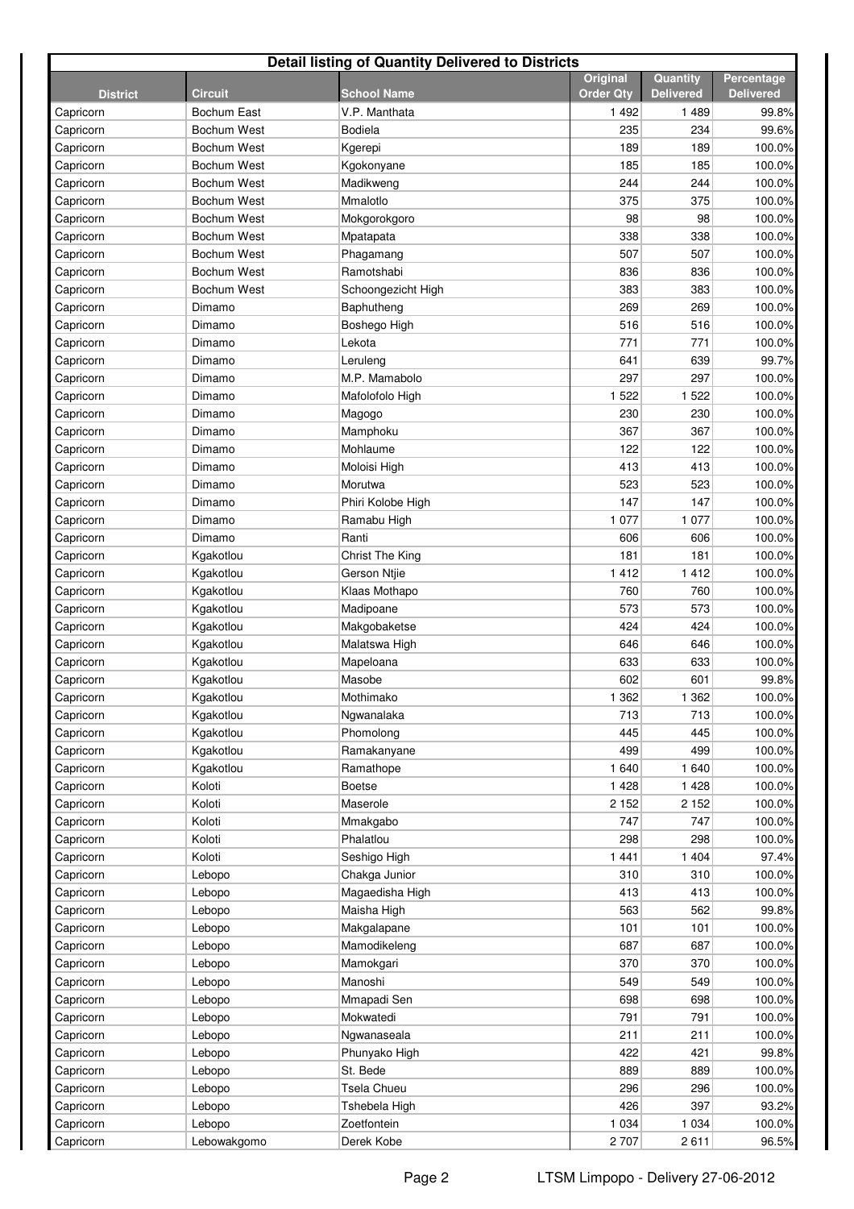| Detail listing of Quantity Delivered to Districts | | | | | |
|---|---|---|---|---|---|
| **District** | **Circuit** | **School Name** | **Original Order Qty** | **Quantity Delivered** | **Percentage Delivered** |
| Capricorn | Bochum East | V.P. Manthata | 1 492 | 1 489 | 99.8% |
| Capricorn | Bochum West | Bodiela | 235 | 234 | 99.6% |
| Capricorn | Bochum West | Kgerepi | 189 | 189 | 100.0% |
| Capricorn | Bochum West | Kgokonyane | 185 | 185 | 100.0% |
| Capricorn | Bochum West | Madikweng | 244 | 244 | 100.0% |
| Capricorn | Bochum West | Mmalotlo | 375 | 375 | 100.0% |
| Capricorn | Bochum West | Mokgorokgoro | 98 | 98 | 100.0% |
| Capricorn | Bochum West | Mpatapata | 338 | 338 | 100.0% |
| Capricorn | Bochum West | Phagamang | 507 | 507 | 100.0% |
| Capricorn | Bochum West | Ramotshabi | 836 | 836 | 100.0% |
| Capricorn | Bochum West | Schoongezicht High | 383 | 383 | 100.0% |
| Capricorn | Dimamo | Baphutheng | 269 | 269 | 100.0% |
| Capricorn | Dimamo | Boshego High | 516 | 516 | 100.0% |
| Capricorn | Dimamo | Lekota | 771 | 771 | 100.0% |
| Capricorn | Dimamo | Leruleng | 641 | 639 | 99.7% |
| Capricorn | Dimamo | M.P. Mamabolo | 297 | 297 | 100.0% |
| Capricorn | Dimamo | Mafolofolo High | 1 522 | 1 522 | 100.0% |
| Capricorn | Dimamo | Magogo | 230 | 230 | 100.0% |
| Capricorn | Dimamo | Mamphoku | 367 | 367 | 100.0% |
| Capricorn | Dimamo | Mohlaume | 122 | 122 | 100.0% |
| Capricorn | Dimamo | Moloisi High | 413 | 413 | 100.0% |
| Capricorn | Dimamo | Morutwa | 523 | 523 | 100.0% |
| Capricorn | Dimamo | Phiri Kolobe High | 147 | 147 | 100.0% |
| Capricorn | Dimamo | Ramabu High | 1 077 | 1 077 | 100.0% |
| Capricorn | Dimamo | Ranti | 606 | 606 | 100.0% |
| Capricorn | Kgakotlou | Christ The King | 181 | 181 | 100.0% |
| Capricorn | Kgakotlou | Gerson Ntjie | 1 412 | 1 412 | 100.0% |
| Capricorn | Kgakotlou | Klaas Mothapo | 760 | 760 | 100.0% |
| Capricorn | Kgakotlou | Madipoane | 573 | 573 | 100.0% |
| Capricorn | Kgakotlou | Makgobaketse | 424 | 424 | 100.0% |
| Capricorn | Kgakotlou | Malatswa High | 646 | 646 | 100.0% |
| Capricorn | Kgakotlou | Mapeloana | 633 | 633 | 100.0% |
| Capricorn | Kgakotlou | Masobe | 602 | 601 | 99.8% |
| Capricorn | Kgakotlou | Mothimako | 1 362 | 1 362 | 100.0% |
| Capricorn | Kgakotlou | Ngwanalaka | 713 | 713 | 100.0% |
| Capricorn | Kgakotlou | Phomolong | 445 | 445 | 100.0% |
| Capricorn | Kgakotlou | Ramakanyane | 499 | 499 | 100.0% |
| Capricorn | Kgakotlou | Ramathope | 1 640 | 1 640 | 100.0% |
| Capricorn | Koloti | Boetse | 1 428 | 1 428 | 100.0% |
| Capricorn | Koloti | Maserole | 2 152 | 2 152 | 100.0% |
| Capricorn | Koloti | Mmakgabo | 747 | 747 | 100.0% |
| Capricorn | Koloti | Phalatlou | 298 | 298 | 100.0% |
| Capricorn | Koloti | Seshigo High | 1 441 | 1 404 | 97.4% |
| Capricorn | Lebopo | Chakga Junior | 310 | 310 | 100.0% |
| Capricorn | Lebopo | Magaedisha High | 413 | 413 | 100.0% |
| Capricorn | Lebopo | Maisha High | 563 | 562 | 99.8% |
| Capricorn | Lebopo | Makgalapane | 101 | 101 | 100.0% |
| Capricorn | Lebopo | Mamodikeleng | 687 | 687 | 100.0% |
| Capricorn | Lebopo | Mamokgari | 370 | 370 | 100.0% |
| Capricorn | Lebopo | Manoshi | 549 | 549 | 100.0% |
| Capricorn | Lebopo | Mmapadi Sen | 698 | 698 | 100.0% |
| Capricorn | Lebopo | Mokwatedi | 791 | 791 | 100.0% |
| Capricorn | Lebopo | Ngwanaseala | 211 | 211 | 100.0% |
| Capricorn | Lebopo | Phunyako High | 422 | 421 | 99.8% |
| Capricorn | Lebopo | St. Bede | 889 | 889 | 100.0% |
| Capricorn | Lebopo | Tsela Chueu | 296 | 296 | 100.0% |
| Capricorn | Lebopo | Tshebela High | 426 | 397 | 93.2% |
| Capricorn | Lebopo | Zoetfontein | 1 034 | 1 034 | 100.0% |
| Capricorn | Lebowakgomo | Derek Kobe | 2 707 | 2 611 | 96.5% |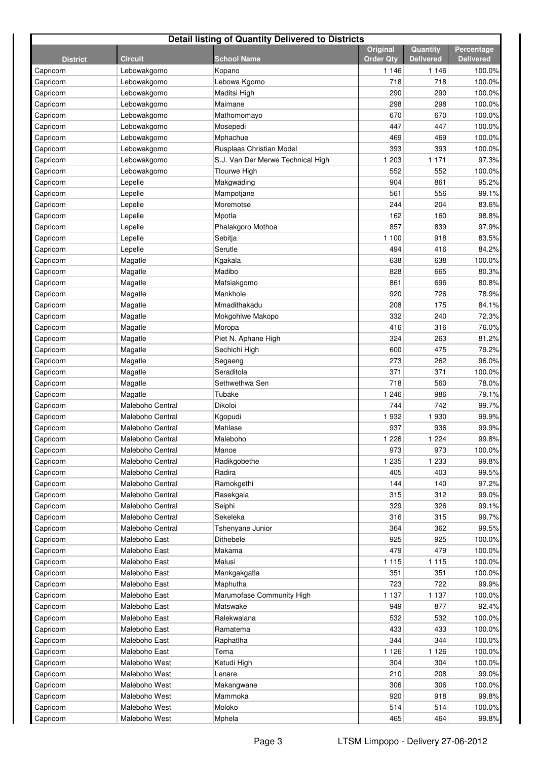| Detail listing of Quantity Delivered to Districts | | | | | |
|---|---|---|---|---|---|
| **District** | **Circuit** | **School Name** | **Original Order Qty** | **Quantity Delivered** | **Percentage Delivered** |
| Capricorn | Lebowakgomo | Kopano | 1 146 | 1 146 | 100.0% |
| Capricorn | Lebowakgomo | Lebowa Kgomo | 718 | 718 | 100.0% |
| Capricorn | Lebowakgomo | Maditsi High | 290 | 290 | 100.0% |
| Capricorn | Lebowakgomo | Maimane | 298 | 298 | 100.0% |
| Capricorn | Lebowakgomo | Mathomomayo | 670 | 670 | 100.0% |
| Capricorn | Lebowakgomo | Mosepedi | 447 | 447 | 100.0% |
| Capricorn | Lebowakgomo | Mphachue | 469 | 469 | 100.0% |
| Capricorn | Lebowakgomo | Rusplaas Christian Model | 393 | 393 | 100.0% |
| Capricorn | Lebowakgomo | S.J. Van Der Merwe Technical High | 1 203 | 1 171 | 97.3% |
| Capricorn | Lebowakgomo | Tlourwe High | 552 | 552 | 100.0% |
| Capricorn | Lepelle | Makgwading | 904 | 861 | 95.2% |
| Capricorn | Lepelle | Mampotjane | 561 | 556 | 99.1% |
| Capricorn | Lepelle | Moremotse | 244 | 204 | 83.6% |
| Capricorn | Lepelle | Mpotla | 162 | 160 | 98.8% |
| Capricorn | Lepelle | Phalakgoro Mothoa | 857 | 839 | 97.9% |
| Capricorn | Lepelle | Sebitja | 1 100 | 918 | 83.5% |
| Capricorn | Lepelle | Serutle | 494 | 416 | 84.2% |
| Capricorn | Magatle | Kgakala | 638 | 638 | 100.0% |
| Capricorn | Magatle | Madibo | 828 | 665 | 80.3% |
| Capricorn | Magatle | Mafsiakgomo | 861 | 696 | 80.8% |
| Capricorn | Magatle | Mankhole | 920 | 726 | 78.9% |
| Capricorn | Magatle | Mmadithakadu | 208 | 175 | 84.1% |
| Capricorn | Magatle | Mokgohlwe Makopo | 332 | 240 | 72.3% |
| Capricorn | Magatle | Moropa | 416 | 316 | 76.0% |
| Capricorn | Magatle | Piet N. Aphane High | 324 | 263 | 81.2% |
| Capricorn | Magatle | Sechichi High | 600 | 475 | 79.2% |
| Capricorn | Magatle | Segaeng | 273 | 262 | 96.0% |
| Capricorn | Magatle | Seraditola | 371 | 371 | 100.0% |
| Capricorn | Magatle | Sethwethwa Sen | 718 | 560 | 78.0% |
| Capricorn | Magatle | Tubake | 1 246 | 986 | 79.1% |
| Capricorn | Maleboho Central | Dikoloi | 744 | 742 | 99.7% |
| Capricorn | Maleboho Central | Kgopudi | 1 932 | 1 930 | 99.9% |
| Capricorn | Maleboho Central | Mahlase | 937 | 936 | 99.9% |
| Capricorn | Maleboho Central | Maleboho | 1 226 | 1 224 | 99.8% |
| Capricorn | Maleboho Central | Manoe | 973 | 973 | 100.0% |
| Capricorn | Maleboho Central | Radikgobethe | 1 235 | 1 233 | 99.8% |
| Capricorn | Maleboho Central | Radira | 405 | 403 | 99.5% |
| Capricorn | Maleboho Central | Ramokgethi | 144 | 140 | 97.2% |
| Capricorn | Maleboho Central | Rasekgala | 315 | 312 | 99.0% |
| Capricorn | Maleboho Central | Seiphi | 329 | 326 | 99.1% |
| Capricorn | Maleboho Central | Sekeleka | 316 | 315 | 99.7% |
| Capricorn | Maleboho Central | Tshenyane Junior | 364 | 362 | 99.5% |
| Capricorn | Maleboho East | Dithebele | 925 | 925 | 100.0% |
| Capricorn | Maleboho East | Makama | 479 | 479 | 100.0% |
| Capricorn | Maleboho East | Malusi | 1 115 | 1 115 | 100.0% |
| Capricorn | Maleboho East | Mankgakgatla | 351 | 351 | 100.0% |
| Capricorn | Maleboho East | Maphutha | 723 | 722 | 99.9% |
| Capricorn | Maleboho East | Marumofase Community High | 1 137 | 1 137 | 100.0% |
| Capricorn | Maleboho East | Matswake | 949 | 877 | 92.4% |
| Capricorn | Maleboho East | Ralekwalana | 532 | 532 | 100.0% |
| Capricorn | Maleboho East | Ramatema | 433 | 433 | 100.0% |
| Capricorn | Maleboho East | Raphatlha | 344 | 344 | 100.0% |
| Capricorn | Maleboho East | Tema | 1 126 | 1 126 | 100.0% |
| Capricorn | Maleboho West | Ketudi High | 304 | 304 | 100.0% |
| Capricorn | Maleboho West | Lenare | 210 | 208 | 99.0% |
| Capricorn | Maleboho West | Makangwane | 306 | 306 | 100.0% |
| Capricorn | Maleboho West | Mammoka | 920 | 918 | 99.8% |
| Capricorn | Maleboho West | Moloko | 514 | 514 | 100.0% |
| Capricorn | Maleboho West | Mphela | 465 | 464 | 99.8% |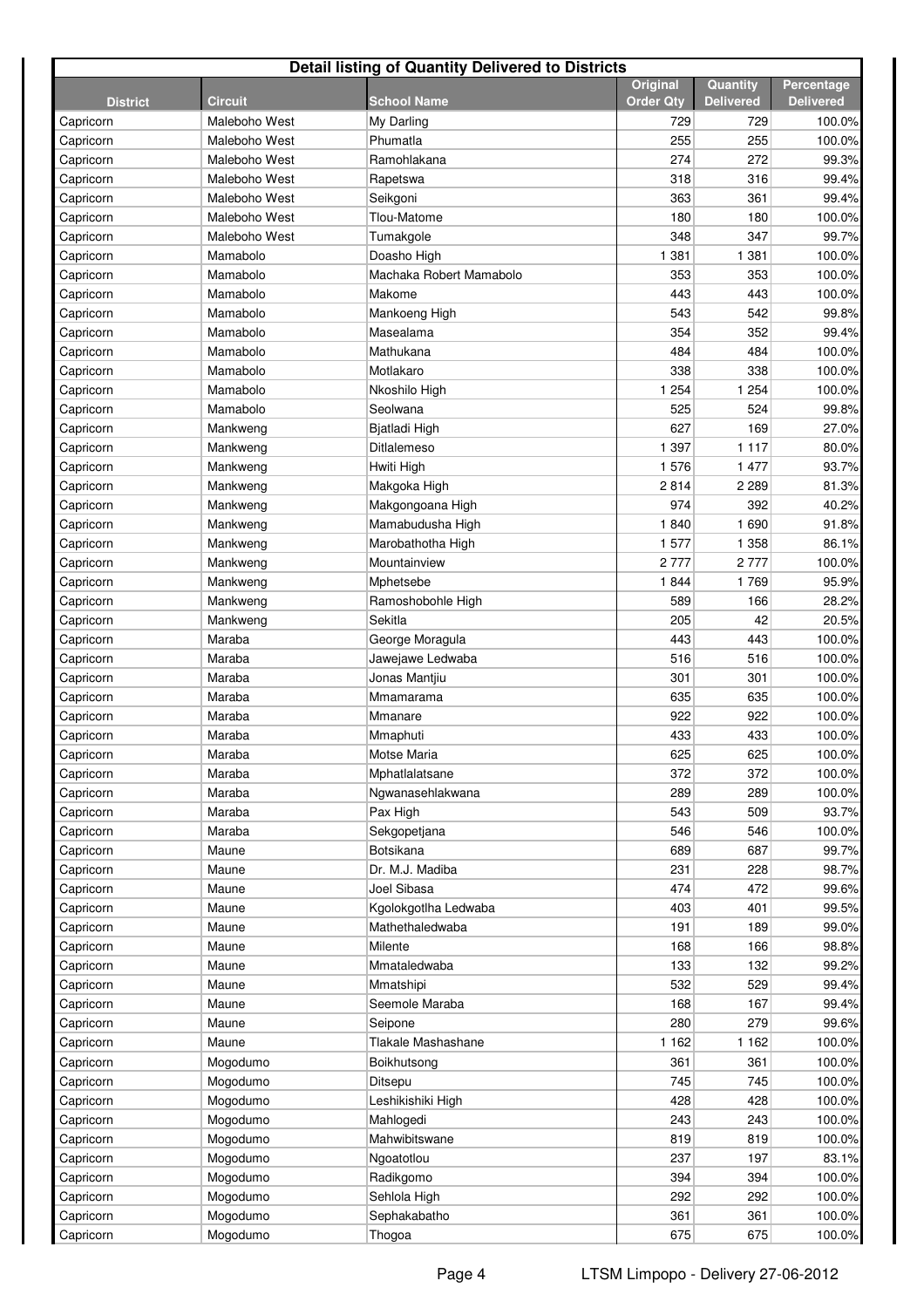| Detail listing of Quantity Delivered to Districts | | | | | |
|---|---|---|---|---|---|
| **District** | **Circuit** | **School Name** | **Original Order Qty** | **Quantity Delivered** | **Percentage Delivered** |
| Capricorn | Maleboho West | My Darling | 729 | 729 | 100.0% |
| Capricorn | Maleboho West | Phumatla | 255 | 255 | 100.0% |
| Capricorn | Maleboho West | Ramohlakana | 274 | 272 | 99.3% |
| Capricorn | Maleboho West | Rapetswa | 318 | 316 | 99.4% |
| Capricorn | Maleboho West | Seikgoni | 363 | 361 | 99.4% |
| Capricorn | Maleboho West | Tlou-Matome | 180 | 180 | 100.0% |
| Capricorn | Maleboho West | Tumakgole | 348 | 347 | 99.7% |
| Capricorn | Mamabolo | Doasho High | 1 381 | 1 381 | 100.0% |
| Capricorn | Mamabolo | Machaka Robert Mamabolo | 353 | 353 | 100.0% |
| Capricorn | Mamabolo | Makome | 443 | 443 | 100.0% |
| Capricorn | Mamabolo | Mankoeng High | 543 | 542 | 99.8% |
| Capricorn | Mamabolo | Masealama | 354 | 352 | 99.4% |
| Capricorn | Mamabolo | Mathukana | 484 | 484 | 100.0% |
| Capricorn | Mamabolo | Motlakaro | 338 | 338 | 100.0% |
| Capricorn | Mamabolo | Nkoshilo High | 1 254 | 1 254 | 100.0% |
| Capricorn | Mamabolo | Seolwana | 525 | 524 | 99.8% |
| Capricorn | Mankweng | Bjatladi High | 627 | 169 | 27.0% |
| Capricorn | Mankweng | Ditlalemeso | 1 397 | 1 117 | 80.0% |
| Capricorn | Mankweng | Hwiti High | 1 576 | 1 477 | 93.7% |
| Capricorn | Mankweng | Makgoka High | 2 814 | 2 289 | 81.3% |
| Capricorn | Mankweng | Makgongoana High | 974 | 392 | 40.2% |
| Capricorn | Mankweng | Mamabudusha High | 1 840 | 1 690 | 91.8% |
| Capricorn | Mankweng | Marobathotha High | 1 577 | 1 358 | 86.1% |
| Capricorn | Mankweng | Mountainview | 2 777 | 2 777 | 100.0% |
| Capricorn | Mankweng | Mphetsebe | 1 844 | 1 769 | 95.9% |
| Capricorn | Mankweng | Ramoshobohle High | 589 | 166 | 28.2% |
| Capricorn | Mankweng | Sekitla | 205 | 42 | 20.5% |
| Capricorn | Maraba | George Moragula | 443 | 443 | 100.0% |
| Capricorn | Maraba | Jawejawe Ledwaba | 516 | 516 | 100.0% |
| Capricorn | Maraba | Jonas Mantjiu | 301 | 301 | 100.0% |
| Capricorn | Maraba | Mmamarama | 635 | 635 | 100.0% |
| Capricorn | Maraba | Mmanare | 922 | 922 | 100.0% |
| Capricorn | Maraba | Mmaphuti | 433 | 433 | 100.0% |
| Capricorn | Maraba | Motse Maria | 625 | 625 | 100.0% |
| Capricorn | Maraba | Mphatlalatsane | 372 | 372 | 100.0% |
| Capricorn | Maraba | Ngwanasehlakwana | 289 | 289 | 100.0% |
| Capricorn | Maraba | Pax High | 543 | 509 | 93.7% |
| Capricorn | Maraba | Sekgopetjana | 546 | 546 | 100.0% |
| Capricorn | Maune | Botsikana | 689 | 687 | 99.7% |
| Capricorn | Maune | Dr. M.J. Madiba | 231 | 228 | 98.7% |
| Capricorn | Maune | Joel Sibasa | 474 | 472 | 99.6% |
| Capricorn | Maune | Kgolokgotlha Ledwaba | 403 | 401 | 99.5% |
| Capricorn | Maune | Mathethaledwaba | 191 | 189 | 99.0% |
| Capricorn | Maune | Milente | 168 | 166 | 98.8% |
| Capricorn | Maune | Mmataledwaba | 133 | 132 | 99.2% |
| Capricorn | Maune | Mmatshipi | 532 | 529 | 99.4% |
| Capricorn | Maune | Seemole Maraba | 168 | 167 | 99.4% |
| Capricorn | Maune | Seipone | 280 | 279 | 99.6% |
| Capricorn | Maune | Tlakale Mashashane | 1 162 | 1 162 | 100.0% |
| Capricorn | Mogodumo | Boikhutsong | 361 | 361 | 100.0% |
| Capricorn | Mogodumo | Ditsepu | 745 | 745 | 100.0% |
| Capricorn | Mogodumo | Leshikishiki High | 428 | 428 | 100.0% |
| Capricorn | Mogodumo | Mahlogedi | 243 | 243 | 100.0% |
| Capricorn | Mogodumo | Mahwibitswane | 819 | 819 | 100.0% |
| Capricorn | Mogodumo | Ngoatotlou | 237 | 197 | 83.1% |
| Capricorn | Mogodumo | Radikgomo | 394 | 394 | 100.0% |
| Capricorn | Mogodumo | Sehlola High | 292 | 292 | 100.0% |
| Capricorn | Mogodumo | Sephakabatho | 361 | 361 | 100.0% |
| Capricorn | Mogodumo | Thogoa | 675 | 675 | 100.0% |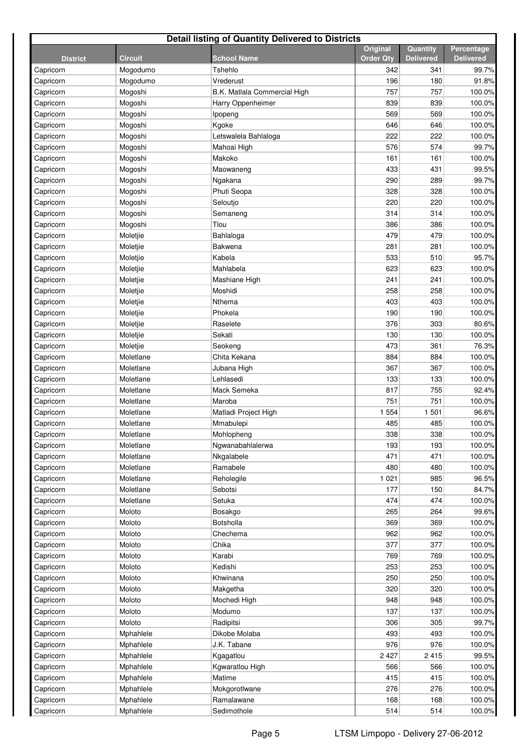| Detail listing of Quantity Delivered to Districts | | | | | |
|---|---|---|---|---|---|
| District | Circuit | School Name | Original Order Qty | Quantity Delivered | Percentage Delivered |
| Capricorn | Mogodumo | Tshehlo | 342 | 341 | 99.7% |
| Capricorn | Mogodumo | Vrederust | 196 | 180 | 91.8% |
| Capricorn | Mogoshi | B.K. Matlala Commercial High | 757 | 757 | 100.0% |
| Capricorn | Mogoshi | Harry Oppenheimer | 839 | 839 | 100.0% |
| Capricorn | Mogoshi | Ipopeng | 569 | 569 | 100.0% |
| Capricorn | Mogoshi | Kgoke | 646 | 646 | 100.0% |
| Capricorn | Mogoshi | Letswalela Bahlaloga | 222 | 222 | 100.0% |
| Capricorn | Mogoshi | Mahoai High | 576 | 574 | 99.7% |
| Capricorn | Mogoshi | Makoko | 161 | 161 | 100.0% |
| Capricorn | Mogoshi | Maowaneng | 433 | 431 | 99.5% |
| Capricorn | Mogoshi | Ngakana | 290 | 289 | 99.7% |
| Capricorn | Mogoshi | Phuti Seopa | 328 | 328 | 100.0% |
| Capricorn | Mogoshi | Seloutjo | 220 | 220 | 100.0% |
| Capricorn | Mogoshi | Semaneng | 314 | 314 | 100.0% |
| Capricorn | Mogoshi | Tlou | 386 | 386 | 100.0% |
| Capricorn | Moletjie | Bahlaloga | 479 | 479 | 100.0% |
| Capricorn | Moletjie | Bakwena | 281 | 281 | 100.0% |
| Capricorn | Moletjie | Kabela | 533 | 510 | 95.7% |
| Capricorn | Moletjie | Mahlabela | 623 | 623 | 100.0% |
| Capricorn | Moletjie | Mashiane High | 241 | 241 | 100.0% |
| Capricorn | Moletjie | Moshidi | 258 | 258 | 100.0% |
| Capricorn | Moletjie | Nthema | 403 | 403 | 100.0% |
| Capricorn | Moletjie | Phokela | 190 | 190 | 100.0% |
| Capricorn | Moletjie | Raselete | 376 | 303 | 80.6% |
| Capricorn | Moletjie | Sekati | 130 | 130 | 100.0% |
| Capricorn | Moletjie | Seokeng | 473 | 361 | 76.3% |
| Capricorn | Moletlane | Chita Kekana | 884 | 884 | 100.0% |
| Capricorn | Moletlane | Jubana High | 367 | 367 | 100.0% |
| Capricorn | Moletlane | Lehlasedi | 133 | 133 | 100.0% |
| Capricorn | Moletlane | Mack Semeka | 817 | 755 | 92.4% |
| Capricorn | Moletlane | Maroba | 751 | 751 | 100.0% |
| Capricorn | Moletlane | Matladi Project High | 1 554 | 1 501 | 96.6% |
| Capricorn | Moletlane | Mmabulepi | 485 | 485 | 100.0% |
| Capricorn | Moletlane | Mohlopheng | 338 | 338 | 100.0% |
| Capricorn | Moletlane | Ngwanabahlalerwa | 193 | 193 | 100.0% |
| Capricorn | Moletlane | Nkgalabele | 471 | 471 | 100.0% |
| Capricorn | Moletlane | Ramabele | 480 | 480 | 100.0% |
| Capricorn | Moletlane | Reholegile | 1 021 | 985 | 96.5% |
| Capricorn | Moletlane | Sebotsi | 177 | 150 | 84.7% |
| Capricorn | Moletlane | Setuka | 474 | 474 | 100.0% |
| Capricorn | Moloto | Bosakgo | 265 | 264 | 99.6% |
| Capricorn | Moloto | Botsholla | 369 | 369 | 100.0% |
| Capricorn | Moloto | Chechema | 962 | 962 | 100.0% |
| Capricorn | Moloto | Chika | 377 | 377 | 100.0% |
| Capricorn | Moloto | Karabi | 769 | 769 | 100.0% |
| Capricorn | Moloto | Kedishi | 253 | 253 | 100.0% |
| Capricorn | Moloto | Khwinana | 250 | 250 | 100.0% |
| Capricorn | Moloto | Makgetha | 320 | 320 | 100.0% |
| Capricorn | Moloto | Mochedi High | 948 | 948 | 100.0% |
| Capricorn | Moloto | Modumo | 137 | 137 | 100.0% |
| Capricorn | Moloto | Radipitsi | 306 | 305 | 99.7% |
| Capricorn | Mphahlele | Dikobe Molaba | 493 | 493 | 100.0% |
| Capricorn | Mphahlele | J.K. Tabane | 976 | 976 | 100.0% |
| Capricorn | Mphahlele | Kgagatlou | 2 427 | 2 415 | 99.5% |
| Capricorn | Mphahlele | Kgwaratlou High | 566 | 566 | 100.0% |
| Capricorn | Mphahlele | Matime | 415 | 415 | 100.0% |
| Capricorn | Mphahlele | Mokgorotlwane | 276 | 276 | 100.0% |
| Capricorn | Mphahlele | Ramalawane | 168 | 168 | 100.0% |
| Capricorn | Mphahlele | Sedimothole | 514 | 514 | 100.0% |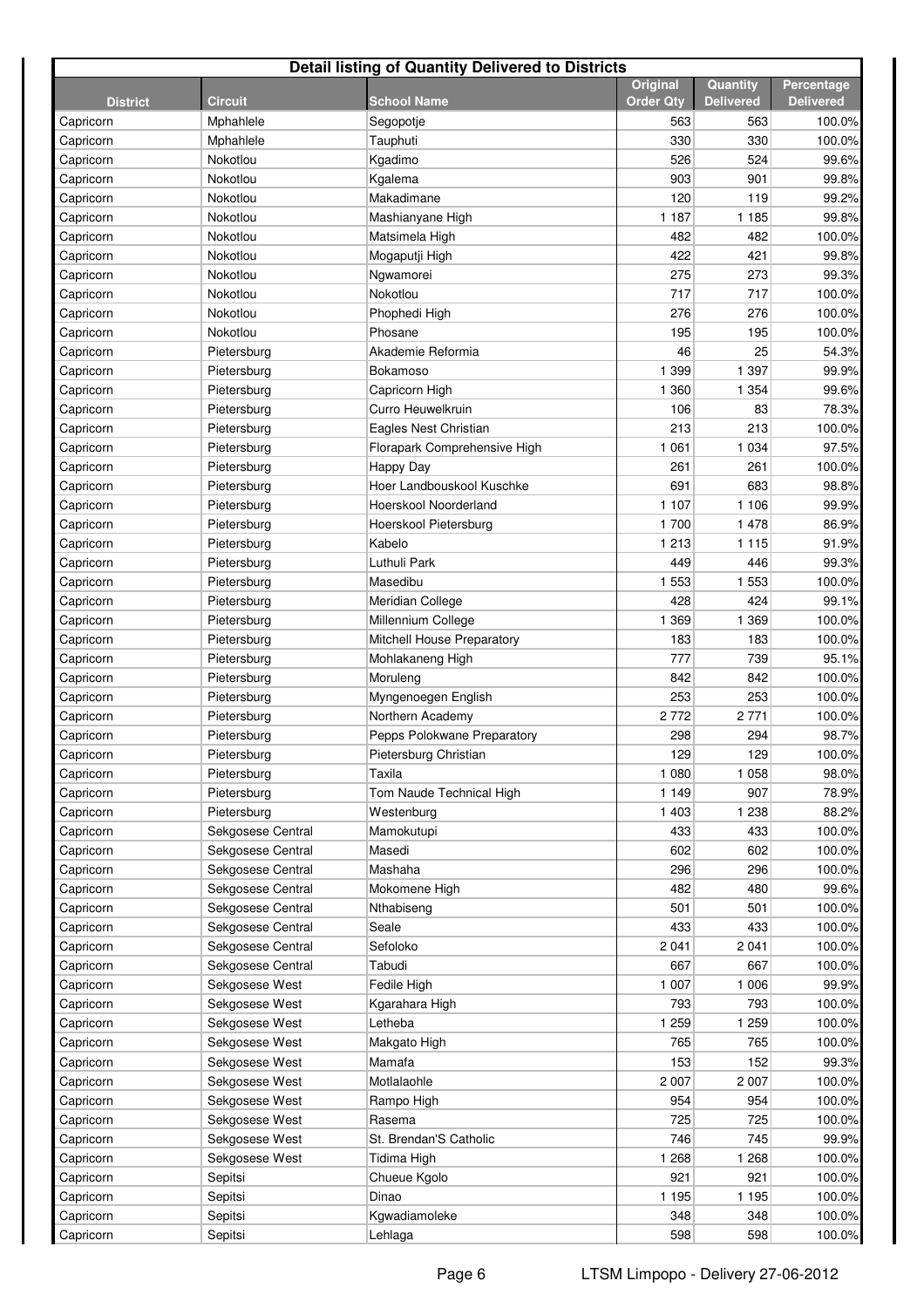| Detail listing of Quantity Delivered to Districts | | | | | |
|---|---|---|---|---|---|
| District | Circuit | School Name | Original Order Qty | Quantity Delivered | Percentage Delivered |
| Capricorn | Mphahlele | Segopotje | 563 | 563 | 100.0% |
| Capricorn | Mphahlele | Tauphuti | 330 | 330 | 100.0% |
| Capricorn | Nokotlou | Kgadimo | 526 | 524 | 99.6% |
| Capricorn | Nokotlou | Kgalema | 903 | 901 | 99.8% |
| Capricorn | Nokotlou | Makadimane | 120 | 119 | 99.2% |
| Capricorn | Nokotlou | Mashianyane High | 1 187 | 1 185 | 99.8% |
| Capricorn | Nokotlou | Matsimela High | 482 | 482 | 100.0% |
| Capricorn | Nokotlou | Mogaputji High | 422 | 421 | 99.8% |
| Capricorn | Nokotlou | Ngwamorei | 275 | 273 | 99.3% |
| Capricorn | Nokotlou | Nokotlou | 717 | 717 | 100.0% |
| Capricorn | Nokotlou | Phophedi High | 276 | 276 | 100.0% |
| Capricorn | Nokotlou | Phosane | 195 | 195 | 100.0% |
| Capricorn | Pietersburg | Akademie Reformia | 46 | 25 | 54.3% |
| Capricorn | Pietersburg | Bokamoso | 1 399 | 1 397 | 99.9% |
| Capricorn | Pietersburg | Capricorn High | 1 360 | 1 354 | 99.6% |
| Capricorn | Pietersburg | Curro Heuwelkruin | 106 | 83 | 78.3% |
| Capricorn | Pietersburg | Eagles Nest Christian | 213 | 213 | 100.0% |
| Capricorn | Pietersburg | Florapark Comprehensive High | 1 061 | 1 034 | 97.5% |
| Capricorn | Pietersburg | Happy Day | 261 | 261 | 100.0% |
| Capricorn | Pietersburg | Hoer Landbouskool Kuschke | 691 | 683 | 98.8% |
| Capricorn | Pietersburg | Hoerskool Noorderland | 1 107 | 1 106 | 99.9% |
| Capricorn | Pietersburg | Hoerskool Pietersburg | 1 700 | 1 478 | 86.9% |
| Capricorn | Pietersburg | Kabelo | 1 213 | 1 115 | 91.9% |
| Capricorn | Pietersburg | Luthuli Park | 449 | 446 | 99.3% |
| Capricorn | Pietersburg | Masedibu | 1 553 | 1 553 | 100.0% |
| Capricorn | Pietersburg | Meridian College | 428 | 424 | 99.1% |
| Capricorn | Pietersburg | Millennium College | 1 369 | 1 369 | 100.0% |
| Capricorn | Pietersburg | Mitchell House Preparatory | 183 | 183 | 100.0% |
| Capricorn | Pietersburg | Mohlakaneng High | 777 | 739 | 95.1% |
| Capricorn | Pietersburg | Moruleng | 842 | 842 | 100.0% |
| Capricorn | Pietersburg | Myngenoegen English | 253 | 253 | 100.0% |
| Capricorn | Pietersburg | Northern Academy | 2 772 | 2 771 | 100.0% |
| Capricorn | Pietersburg | Pepps Polokwane Preparatory | 298 | 294 | 98.7% |
| Capricorn | Pietersburg | Pietersburg Christian | 129 | 129 | 100.0% |
| Capricorn | Pietersburg | Taxila | 1 080 | 1 058 | 98.0% |
| Capricorn | Pietersburg | Tom Naude Technical High | 1 149 | 907 | 78.9% |
| Capricorn | Pietersburg | Westenburg | 1 403 | 1 238 | 88.2% |
| Capricorn | Sekgosese Central | Mamokutupi | 433 | 433 | 100.0% |
| Capricorn | Sekgosese Central | Masedi | 602 | 602 | 100.0% |
| Capricorn | Sekgosese Central | Mashaha | 296 | 296 | 100.0% |
| Capricorn | Sekgosese Central | Mokomene High | 482 | 480 | 99.6% |
| Capricorn | Sekgosese Central | Nthabiseng | 501 | 501 | 100.0% |
| Capricorn | Sekgosese Central | Seale | 433 | 433 | 100.0% |
| Capricorn | Sekgosese Central | Sefoloko | 2 041 | 2 041 | 100.0% |
| Capricorn | Sekgosese Central | Tabudi | 667 | 667 | 100.0% |
| Capricorn | Sekgosese West | Fedile High | 1 007 | 1 006 | 99.9% |
| Capricorn | Sekgosese West | Kgarahara High | 793 | 793 | 100.0% |
| Capricorn | Sekgosese West | Letheba | 1 259 | 1 259 | 100.0% |
| Capricorn | Sekgosese West | Makgato High | 765 | 765 | 100.0% |
| Capricorn | Sekgosese West | Mamafa | 153 | 152 | 99.3% |
| Capricorn | Sekgosese West | Motlalaohle | 2 007 | 2 007 | 100.0% |
| Capricorn | Sekgosese West | Rampo High | 954 | 954 | 100.0% |
| Capricorn | Sekgosese West | Rasema | 725 | 725 | 100.0% |
| Capricorn | Sekgosese West | St. Brendan'S Catholic | 746 | 745 | 99.9% |
| Capricorn | Sekgosese West | Tidima High | 1 268 | 1 268 | 100.0% |
| Capricorn | Sepitsi | Chueue Kgolo | 921 | 921 | 100.0% |
| Capricorn | Sepitsi | Dinao | 1 195 | 1 195 | 100.0% |
| Capricorn | Sepitsi | Kgwadiamoleke | 348 | 348 | 100.0% |
| Capricorn | Sepitsi | Lehlaga | 598 | 598 | 100.0% |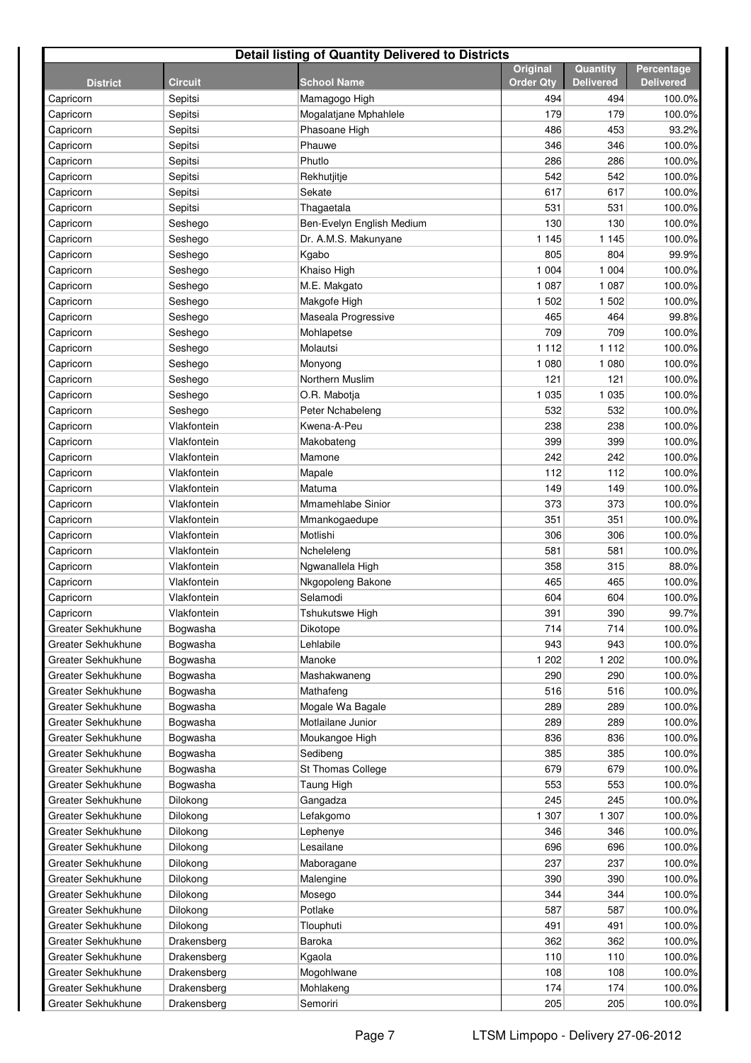**Detail listing of Quantity Delivered to Districts**

| District | Circuit | School Name | Original Order Qty | Quantity Delivered | Percentage Delivered |
|---|---|---|---|---|---|
| Capricorn | Sepitsi | Mamagogo High | 494 | 494 | 100.0% |
| Capricorn | Sepitsi | Mogalatjane Mphahlele | 179 | 179 | 100.0% |
| Capricorn | Sepitsi | Phasoane High | 486 | 453 | 93.2% |
| Capricorn | Sepitsi | Phauwe | 346 | 346 | 100.0% |
| Capricorn | Sepitsi | Phutlo | 286 | 286 | 100.0% |
| Capricorn | Sepitsi | Rekhutjitje | 542 | 542 | 100.0% |
| Capricorn | Sepitsi | Sekate | 617 | 617 | 100.0% |
| Capricorn | Sepitsi | Thagaetala | 531 | 531 | 100.0% |
| Capricorn | Seshego | Ben-Evelyn English Medium | 130 | 130 | 100.0% |
| Capricorn | Seshego | Dr. A.M.S. Makunyane | 1 145 | 1 145 | 100.0% |
| Capricorn | Seshego | Kgabo | 805 | 804 | 99.9% |
| Capricorn | Seshego | Khaiso High | 1 004 | 1 004 | 100.0% |
| Capricorn | Seshego | M.E. Makgato | 1 087 | 1 087 | 100.0% |
| Capricorn | Seshego | Makgofe High | 1 502 | 1 502 | 100.0% |
| Capricorn | Seshego | Maseala Progressive | 465 | 464 | 99.8% |
| Capricorn | Seshego | Mohlapetse | 709 | 709 | 100.0% |
| Capricorn | Seshego | Molautsi | 1 112 | 1 112 | 100.0% |
| Capricorn | Seshego | Monyong | 1 080 | 1 080 | 100.0% |
| Capricorn | Seshego | Northern Muslim | 121 | 121 | 100.0% |
| Capricorn | Seshego | O.R. Mabotja | 1 035 | 1 035 | 100.0% |
| Capricorn | Seshego | Peter Nchabeleng | 532 | 532 | 100.0% |
| Capricorn | Vlakfontein | Kwena-A-Peu | 238 | 238 | 100.0% |
| Capricorn | Vlakfontein | Makobateng | 399 | 399 | 100.0% |
| Capricorn | Vlakfontein | Mamone | 242 | 242 | 100.0% |
| Capricorn | Vlakfontein | Mapale | 112 | 112 | 100.0% |
| Capricorn | Vlakfontein | Matuma | 149 | 149 | 100.0% |
| Capricorn | Vlakfontein | Mmamehlabe Sinior | 373 | 373 | 100.0% |
| Capricorn | Vlakfontein | Mmankogaedupe | 351 | 351 | 100.0% |
| Capricorn | Vlakfontein | Motlishi | 306 | 306 | 100.0% |
| Capricorn | Vlakfontein | Ncheleleng | 581 | 581 | 100.0% |
| Capricorn | Vlakfontein | Ngwanallela High | 358 | 315 | 88.0% |
| Capricorn | Vlakfontein | Nkgopoleng Bakone | 465 | 465 | 100.0% |
| Capricorn | Vlakfontein | Selamodi | 604 | 604 | 100.0% |
| Capricorn | Vlakfontein | Tshukutswe High | 391 | 390 | 99.7% |
| Greater Sekhukhune | Bogwasha | Dikotope | 714 | 714 | 100.0% |
| Greater Sekhukhune | Bogwasha | Lehlabile | 943 | 943 | 100.0% |
| Greater Sekhukhune | Bogwasha | Manoke | 1 202 | 1 202 | 100.0% |
| Greater Sekhukhune | Bogwasha | Mashakwaneng | 290 | 290 | 100.0% |
| Greater Sekhukhune | Bogwasha | Mathafeng | 516 | 516 | 100.0% |
| Greater Sekhukhune | Bogwasha | Mogale Wa Bagale | 289 | 289 | 100.0% |
| Greater Sekhukhune | Bogwasha | Motlailane Junior | 289 | 289 | 100.0% |
| Greater Sekhukhune | Bogwasha | Moukangoe High | 836 | 836 | 100.0% |
| Greater Sekhukhune | Bogwasha | Sedibeng | 385 | 385 | 100.0% |
| Greater Sekhukhune | Bogwasha | St Thomas College | 679 | 679 | 100.0% |
| Greater Sekhukhune | Bogwasha | Taung High | 553 | 553 | 100.0% |
| Greater Sekhukhune | Dilokong | Gangadza | 245 | 245 | 100.0% |
| Greater Sekhukhune | Dilokong | Lefakgomo | 1 307 | 1 307 | 100.0% |
| Greater Sekhukhune | Dilokong | Lephenye | 346 | 346 | 100.0% |
| Greater Sekhukhune | Dilokong | Lesailane | 696 | 696 | 100.0% |
| Greater Sekhukhune | Dilokong | Maboragane | 237 | 237 | 100.0% |
| Greater Sekhukhune | Dilokong | Malengine | 390 | 390 | 100.0% |
| Greater Sekhukhune | Dilokong | Mosego | 344 | 344 | 100.0% |
| Greater Sekhukhune | Dilokong | Potlake | 587 | 587 | 100.0% |
| Greater Sekhukhune | Dilokong | Tlouphuti | 491 | 491 | 100.0% |
| Greater Sekhukhune | Drakensberg | Baroka | 362 | 362 | 100.0% |
| Greater Sekhukhune | Drakensberg | Kgaola | 110 | 110 | 100.0% |
| Greater Sekhukhune | Drakensberg | Mogohlwane | 108 | 108 | 100.0% |
| Greater Sekhukhune | Drakensberg | Mohlakeng | 174 | 174 | 100.0% |
| Greater Sekhukhune | Drakensberg | Semoriri | 205 | 205 | 100.0% |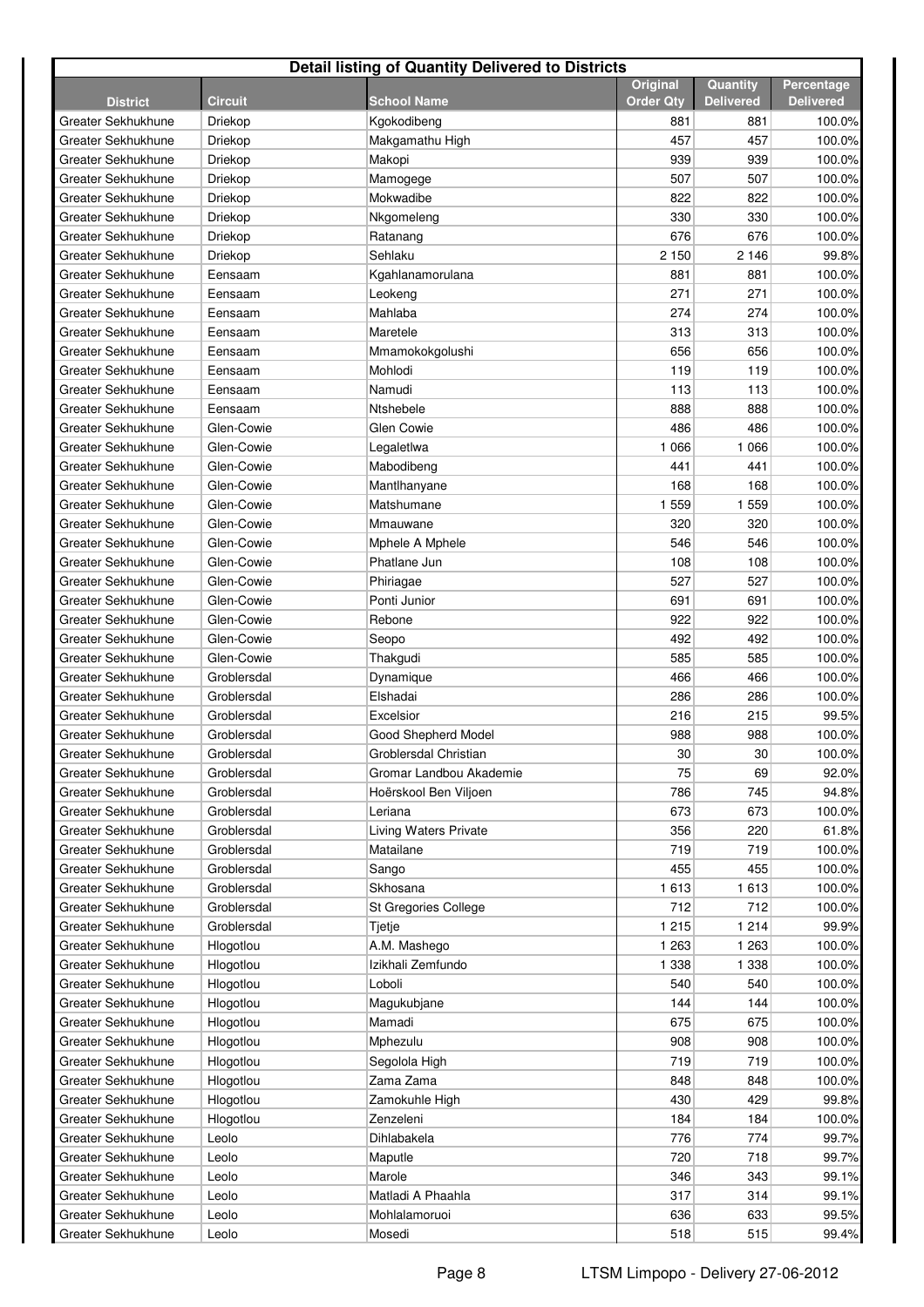| Detail listing of Quantity Delivered to Districts | | | | | |
|---|---|---|---|---|---|
| District | Circuit | School Name | Original Order Qty | Quantity Delivered | Percentage Delivered |
| Greater Sekhukhune | Driekop | Kgokodibeng | 881 | 881 | 100.0% |
| Greater Sekhukhune | Driekop | Makgamathu High | 457 | 457 | 100.0% |
| Greater Sekhukhune | Driekop | Makopi | 939 | 939 | 100.0% |
| Greater Sekhukhune | Driekop | Mamogege | 507 | 507 | 100.0% |
| Greater Sekhukhune | Driekop | Mokwadibe | 822 | 822 | 100.0% |
| Greater Sekhukhune | Driekop | Nkgomeleng | 330 | 330 | 100.0% |
| Greater Sekhukhune | Driekop | Ratanang | 676 | 676 | 100.0% |
| Greater Sekhukhune | Driekop | Sehlaku | 2 150 | 2 146 | 99.8% |
| Greater Sekhukhune | Eensaam | Kgahlanamorulana | 881 | 881 | 100.0% |
| Greater Sekhukhune | Eensaam | Leokeng | 271 | 271 | 100.0% |
| Greater Sekhukhune | Eensaam | Mahlaba | 274 | 274 | 100.0% |
| Greater Sekhukhune | Eensaam | Maretele | 313 | 313 | 100.0% |
| Greater Sekhukhune | Eensaam | Mmamokokgolushi | 656 | 656 | 100.0% |
| Greater Sekhukhune | Eensaam | Mohlodi | 119 | 119 | 100.0% |
| Greater Sekhukhune | Eensaam | Namudi | 113 | 113 | 100.0% |
| Greater Sekhukhune | Eensaam | Ntshebele | 888 | 888 | 100.0% |
| Greater Sekhukhune | Glen-Cowie | Glen Cowie | 486 | 486 | 100.0% |
| Greater Sekhukhune | Glen-Cowie | Legaletlwa | 1 066 | 1 066 | 100.0% |
| Greater Sekhukhune | Glen-Cowie | Mabodibeng | 441 | 441 | 100.0% |
| Greater Sekhukhune | Glen-Cowie | Mantlhanyane | 168 | 168 | 100.0% |
| Greater Sekhukhune | Glen-Cowie | Matshumane | 1 559 | 1 559 | 100.0% |
| Greater Sekhukhune | Glen-Cowie | Mmauwane | 320 | 320 | 100.0% |
| Greater Sekhukhune | Glen-Cowie | Mphele A Mphele | 546 | 546 | 100.0% |
| Greater Sekhukhune | Glen-Cowie | Phatlane Jun | 108 | 108 | 100.0% |
| Greater Sekhukhune | Glen-Cowie | Phiriagae | 527 | 527 | 100.0% |
| Greater Sekhukhune | Glen-Cowie | Ponti Junior | 691 | 691 | 100.0% |
| Greater Sekhukhune | Glen-Cowie | Rebone | 922 | 922 | 100.0% |
| Greater Sekhukhune | Glen-Cowie | Seopo | 492 | 492 | 100.0% |
| Greater Sekhukhune | Glen-Cowie | Thakgudi | 585 | 585 | 100.0% |
| Greater Sekhukhune | Groblersdal | Dynamique | 466 | 466 | 100.0% |
| Greater Sekhukhune | Groblersdal | Elshadai | 286 | 286 | 100.0% |
| Greater Sekhukhune | Groblersdal | Excelsior | 216 | 215 | 99.5% |
| Greater Sekhukhune | Groblersdal | Good Shepherd Model | 988 | 988 | 100.0% |
| Greater Sekhukhune | Groblersdal | Groblersdal Christian | 30 | 30 | 100.0% |
| Greater Sekhukhune | Groblersdal | Gromar Landbou Akademie | 75 | 69 | 92.0% |
| Greater Sekhukhune | Groblersdal | Hoërskool Ben Viljoen | 786 | 745 | 94.8% |
| Greater Sekhukhune | Groblersdal | Leriana | 673 | 673 | 100.0% |
| Greater Sekhukhune | Groblersdal | Living Waters Private | 356 | 220 | 61.8% |
| Greater Sekhukhune | Groblersdal | Matailane | 719 | 719 | 100.0% |
| Greater Sekhukhune | Groblersdal | Sango | 455 | 455 | 100.0% |
| Greater Sekhukhune | Groblersdal | Skhosana | 1 613 | 1 613 | 100.0% |
| Greater Sekhukhune | Groblersdal | St Gregories College | 712 | 712 | 100.0% |
| Greater Sekhukhune | Groblersdal | Tjetje | 1 215 | 1 214 | 99.9% |
| Greater Sekhukhune | Hlogotlou | A.M. Mashego | 1 263 | 1 263 | 100.0% |
| Greater Sekhukhune | Hlogotlou | Izikhali Zemfundo | 1 338 | 1 338 | 100.0% |
| Greater Sekhukhune | Hlogotlou | Loboli | 540 | 540 | 100.0% |
| Greater Sekhukhune | Hlogotlou | Magukubjane | 144 | 144 | 100.0% |
| Greater Sekhukhune | Hlogotlou | Mamadi | 675 | 675 | 100.0% |
| Greater Sekhukhune | Hlogotlou | Mphezulu | 908 | 908 | 100.0% |
| Greater Sekhukhune | Hlogotlou | Segolola High | 719 | 719 | 100.0% |
| Greater Sekhukhune | Hlogotlou | Zama Zama | 848 | 848 | 100.0% |
| Greater Sekhukhune | Hlogotlou | Zamokuhle High | 430 | 429 | 99.8% |
| Greater Sekhukhune | Hlogotlou | Zenzeleni | 184 | 184 | 100.0% |
| Greater Sekhukhune | Leolo | Dihlabakela | 776 | 774 | 99.7% |
| Greater Sekhukhune | Leolo | Maputle | 720 | 718 | 99.7% |
| Greater Sekhukhune | Leolo | Marole | 346 | 343 | 99.1% |
| Greater Sekhukhune | Leolo | Matladi A Phaahla | 317 | 314 | 99.1% |
| Greater Sekhukhune | Leolo | Mohlalamoruoi | 636 | 633 | 99.5% |
| Greater Sekhukhune | Leolo | Mosedi | 518 | 515 | 99.4% |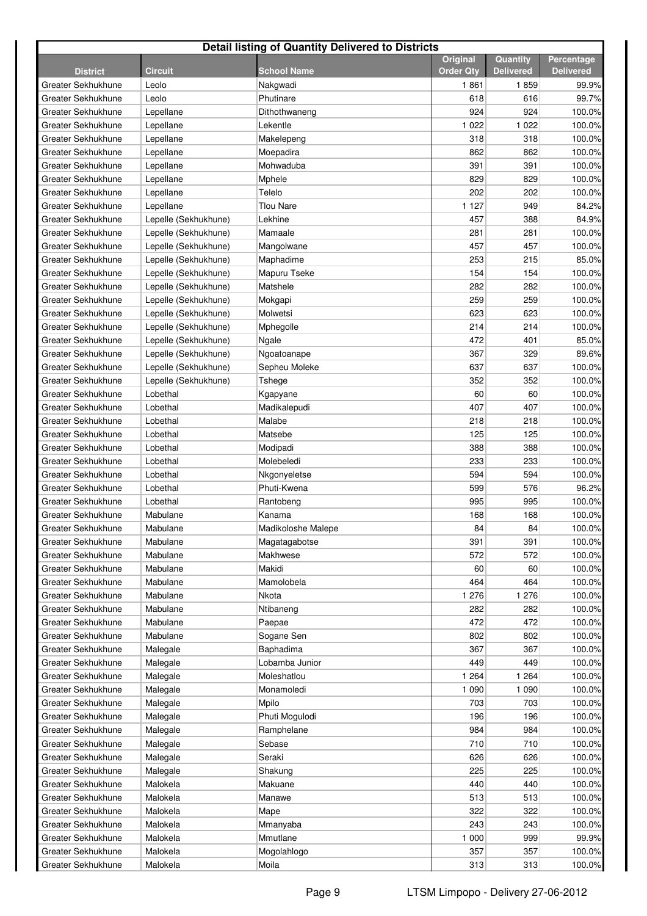| Detail listing of Quantity Delivered to Districts | | | | | |
|---|---|---|---|---|---|
| **District** | **Circuit** | **School Name** | **Original Order Qty** | **Quantity Delivered** | **Percentage Delivered** |
| Greater Sekhukhune | Leolo | Nakgwadi | 1 861 | 1 859 | 99.9% |
| Greater Sekhukhune | Leolo | Phutinare | 618 | 616 | 99.7% |
| Greater Sekhukhune | Lepellane | Dithothwaneng | 924 | 924 | 100.0% |
| Greater Sekhukhune | Lepellane | Lekentle | 1 022 | 1 022 | 100.0% |
| Greater Sekhukhune | Lepellane | Makelepeng | 318 | 318 | 100.0% |
| Greater Sekhukhune | Lepellane | Moepadira | 862 | 862 | 100.0% |
| Greater Sekhukhune | Lepellane | Mohwaduba | 391 | 391 | 100.0% |
| Greater Sekhukhune | Lepellane | Mphele | 829 | 829 | 100.0% |
| Greater Sekhukhune | Lepellane | Telelo | 202 | 202 | 100.0% |
| Greater Sekhukhune | Lepellane | Tlou Nare | 1 127 | 949 | 84.2% |
| Greater Sekhukhune | Lepelle (Sekhukhune) | Lekhine | 457 | 388 | 84.9% |
| Greater Sekhukhune | Lepelle (Sekhukhune) | Mamaale | 281 | 281 | 100.0% |
| Greater Sekhukhune | Lepelle (Sekhukhune) | Mangolwane | 457 | 457 | 100.0% |
| Greater Sekhukhune | Lepelle (Sekhukhune) | Maphadime | 253 | 215 | 85.0% |
| Greater Sekhukhune | Lepelle (Sekhukhune) | Mapuru Tseke | 154 | 154 | 100.0% |
| Greater Sekhukhune | Lepelle (Sekhukhune) | Matshele | 282 | 282 | 100.0% |
| Greater Sekhukhune | Lepelle (Sekhukhune) | Mokgapi | 259 | 259 | 100.0% |
| Greater Sekhukhune | Lepelle (Sekhukhune) | Molwetsi | 623 | 623 | 100.0% |
| Greater Sekhukhune | Lepelle (Sekhukhune) | Mphegolle | 214 | 214 | 100.0% |
| Greater Sekhukhune | Lepelle (Sekhukhune) | Ngale | 472 | 401 | 85.0% |
| Greater Sekhukhune | Lepelle (Sekhukhune) | Ngoatoanape | 367 | 329 | 89.6% |
| Greater Sekhukhune | Lepelle (Sekhukhune) | Sepheu Moleke | 637 | 637 | 100.0% |
| Greater Sekhukhune | Lepelle (Sekhukhune) | Tshege | 352 | 352 | 100.0% |
| Greater Sekhukhune | Lobethal | Kgapyane | 60 | 60 | 100.0% |
| Greater Sekhukhune | Lobethal | Madikalepudi | 407 | 407 | 100.0% |
| Greater Sekhukhune | Lobethal | Malabe | 218 | 218 | 100.0% |
| Greater Sekhukhune | Lobethal | Matsebe | 125 | 125 | 100.0% |
| Greater Sekhukhune | Lobethal | Modipadi | 388 | 388 | 100.0% |
| Greater Sekhukhune | Lobethal | Molebeledi | 233 | 233 | 100.0% |
| Greater Sekhukhune | Lobethal | Nkgonyeletse | 594 | 594 | 100.0% |
| Greater Sekhukhune | Lobethal | Phuti-Kwena | 599 | 576 | 96.2% |
| Greater Sekhukhune | Lobethal | Rantobeng | 995 | 995 | 100.0% |
| Greater Sekhukhune | Mabulane | Kanama | 168 | 168 | 100.0% |
| Greater Sekhukhune | Mabulane | Madikoloshe Malepe | 84 | 84 | 100.0% |
| Greater Sekhukhune | Mabulane | Magatagabotse | 391 | 391 | 100.0% |
| Greater Sekhukhune | Mabulane | Makhwese | 572 | 572 | 100.0% |
| Greater Sekhukhune | Mabulane | Makidi | 60 | 60 | 100.0% |
| Greater Sekhukhune | Mabulane | Mamolobela | 464 | 464 | 100.0% |
| Greater Sekhukhune | Mabulane | Nkota | 1 276 | 1 276 | 100.0% |
| Greater Sekhukhune | Mabulane | Ntibaneng | 282 | 282 | 100.0% |
| Greater Sekhukhune | Mabulane | Paepae | 472 | 472 | 100.0% |
| Greater Sekhukhune | Mabulane | Sogane Sen | 802 | 802 | 100.0% |
| Greater Sekhukhune | Malegale | Baphadima | 367 | 367 | 100.0% |
| Greater Sekhukhune | Malegale | Lobamba Junior | 449 | 449 | 100.0% |
| Greater Sekhukhune | Malegale | Moleshatlou | 1 264 | 1 264 | 100.0% |
| Greater Sekhukhune | Malegale | Monamoledi | 1 090 | 1 090 | 100.0% |
| Greater Sekhukhune | Malegale | Mpilo | 703 | 703 | 100.0% |
| Greater Sekhukhune | Malegale | Phuti Mogulodi | 196 | 196 | 100.0% |
| Greater Sekhukhune | Malegale | Ramphelane | 984 | 984 | 100.0% |
| Greater Sekhukhune | Malegale | Sebase | 710 | 710 | 100.0% |
| Greater Sekhukhune | Malegale | Seraki | 626 | 626 | 100.0% |
| Greater Sekhukhune | Malegale | Shakung | 225 | 225 | 100.0% |
| Greater Sekhukhune | Malokela | Makuane | 440 | 440 | 100.0% |
| Greater Sekhukhune | Malokela | Manawe | 513 | 513 | 100.0% |
| Greater Sekhukhune | Malokela | Mape | 322 | 322 | 100.0% |
| Greater Sekhukhune | Malokela | Mmanyaba | 243 | 243 | 100.0% |
| Greater Sekhukhune | Malokela | Mmutlane | 1 000 | 999 | 99.9% |
| Greater Sekhukhune | Malokela | Mogolahlogo | 357 | 357 | 100.0% |
| Greater Sekhukhune | Malokela | Moila | 313 | 313 | 100.0% |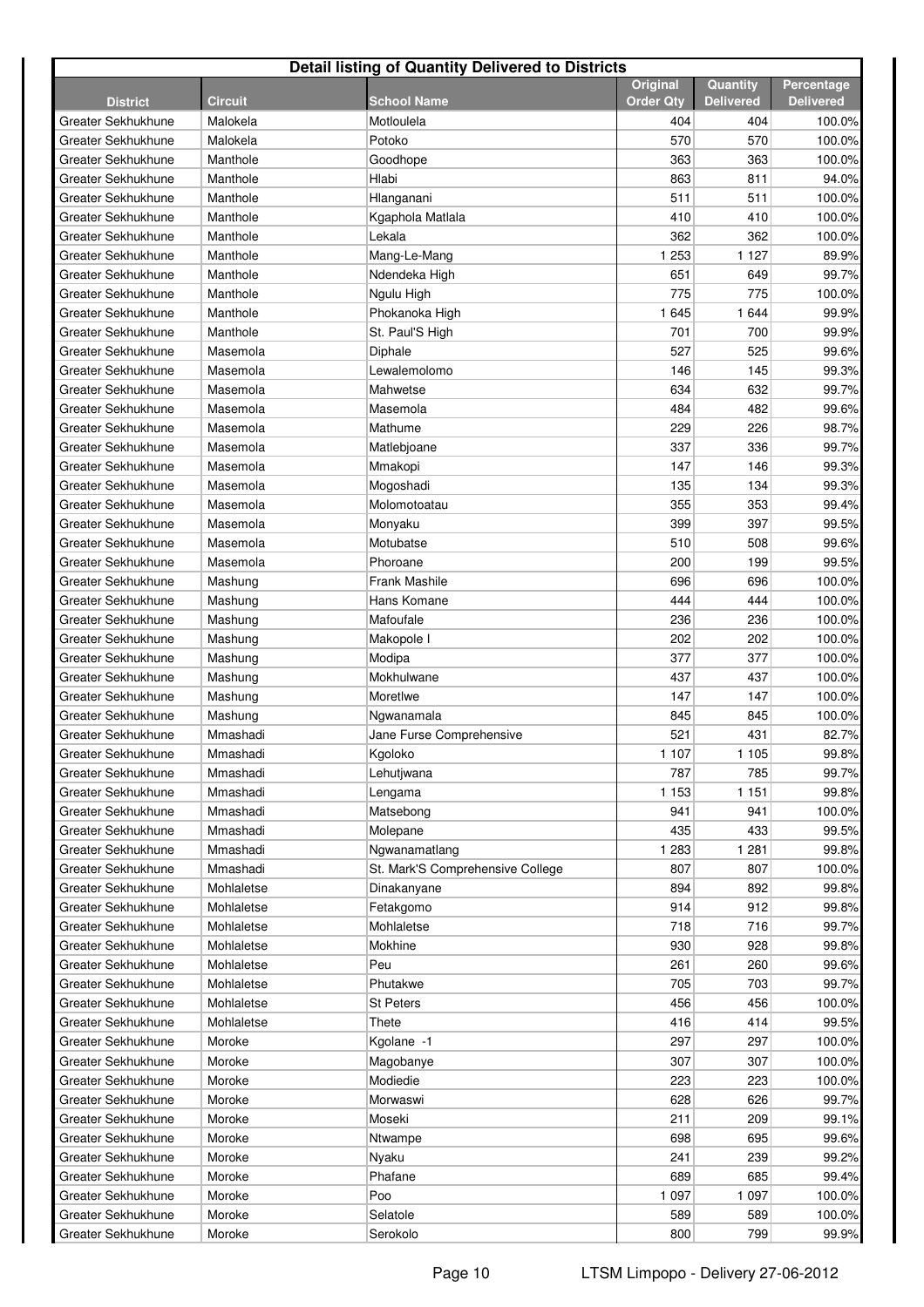| Detail listing of Quantity Delivered to Districts | | | | | |
|---|---|---|---|---|---|
| **District** | **Circuit** | **School Name** | **Original Order Qty** | **Quantity Delivered** | **Percentage Delivered** |
| Greater Sekhukhune | Malokela | Motloulela | 404 | 404 | 100.0% |
| Greater Sekhukhune | Malokela | Potoko | 570 | 570 | 100.0% |
| Greater Sekhukhune | Manthole | Goodhope | 363 | 363 | 100.0% |
| Greater Sekhukhune | Manthole | Hlabi | 863 | 811 | 94.0% |
| Greater Sekhukhune | Manthole | Hlanganani | 511 | 511 | 100.0% |
| Greater Sekhukhune | Manthole | Kgaphola Matlala | 410 | 410 | 100.0% |
| Greater Sekhukhune | Manthole | Lekala | 362 | 362 | 100.0% |
| Greater Sekhukhune | Manthole | Mang-Le-Mang | 1 253 | 1 127 | 89.9% |
| Greater Sekhukhune | Manthole | Ndendeka High | 651 | 649 | 99.7% |
| Greater Sekhukhune | Manthole | Ngulu High | 775 | 775 | 100.0% |
| Greater Sekhukhune | Manthole | Phokanoka High | 1 645 | 1 644 | 99.9% |
| Greater Sekhukhune | Manthole | St. Paul'S High | 701 | 700 | 99.9% |
| Greater Sekhukhune | Masemola | Diphale | 527 | 525 | 99.6% |
| Greater Sekhukhune | Masemola | Lewalemolomo | 146 | 145 | 99.3% |
| Greater Sekhukhune | Masemola | Mahwetse | 634 | 632 | 99.7% |
| Greater Sekhukhune | Masemola | Masemola | 484 | 482 | 99.6% |
| Greater Sekhukhune | Masemola | Mathume | 229 | 226 | 98.7% |
| Greater Sekhukhune | Masemola | Matlebjoane | 337 | 336 | 99.7% |
| Greater Sekhukhune | Masemola | Mmakopi | 147 | 146 | 99.3% |
| Greater Sekhukhune | Masemola | Mogoshadi | 135 | 134 | 99.3% |
| Greater Sekhukhune | Masemola | Molomotoatau | 355 | 353 | 99.4% |
| Greater Sekhukhune | Masemola | Monyaku | 399 | 397 | 99.5% |
| Greater Sekhukhune | Masemola | Motubatse | 510 | 508 | 99.6% |
| Greater Sekhukhune | Masemola | Phoroane | 200 | 199 | 99.5% |
| Greater Sekhukhune | Mashung | Frank Mashile | 696 | 696 | 100.0% |
| Greater Sekhukhune | Mashung | Hans Komane | 444 | 444 | 100.0% |
| Greater Sekhukhune | Mashung | Mafoufale | 236 | 236 | 100.0% |
| Greater Sekhukhune | Mashung | Makopole I | 202 | 202 | 100.0% |
| Greater Sekhukhune | Mashung | Modipa | 377 | 377 | 100.0% |
| Greater Sekhukhune | Mashung | Mokhulwane | 437 | 437 | 100.0% |
| Greater Sekhukhune | Mashung | Moretlwe | 147 | 147 | 100.0% |
| Greater Sekhukhune | Mashung | Ngwanamala | 845 | 845 | 100.0% |
| Greater Sekhukhune | Mmashadi | Jane Furse Comprehensive | 521 | 431 | 82.7% |
| Greater Sekhukhune | Mmashadi | Kgoloko | 1 107 | 1 105 | 99.8% |
| Greater Sekhukhune | Mmashadi | Lehutjwana | 787 | 785 | 99.7% |
| Greater Sekhukhune | Mmashadi | Lengama | 1 153 | 1 151 | 99.8% |
| Greater Sekhukhune | Mmashadi | Matsebong | 941 | 941 | 100.0% |
| Greater Sekhukhune | Mmashadi | Molepane | 435 | 433 | 99.5% |
| Greater Sekhukhune | Mmashadi | Ngwanamatlang | 1 283 | 1 281 | 99.8% |
| Greater Sekhukhune | Mmashadi | St. Mark'S Comprehensive College | 807 | 807 | 100.0% |
| Greater Sekhukhune | Mohlaletse | Dinakanyane | 894 | 892 | 99.8% |
| Greater Sekhukhune | Mohlaletse | Fetakgomo | 914 | 912 | 99.8% |
| Greater Sekhukhune | Mohlaletse | Mohlaletse | 718 | 716 | 99.7% |
| Greater Sekhukhune | Mohlaletse | Mokhine | 930 | 928 | 99.8% |
| Greater Sekhukhune | Mohlaletse | Peu | 261 | 260 | 99.6% |
| Greater Sekhukhune | Mohlaletse | Phutakwe | 705 | 703 | 99.7% |
| Greater Sekhukhune | Mohlaletse | St Peters | 456 | 456 | 100.0% |
| Greater Sekhukhune | Mohlaletse | Thete | 416 | 414 | 99.5% |
| Greater Sekhukhune | Moroke | Kgolane -1 | 297 | 297 | 100.0% |
| Greater Sekhukhune | Moroke | Magobanye | 307 | 307 | 100.0% |
| Greater Sekhukhune | Moroke | Modiedie | 223 | 223 | 100.0% |
| Greater Sekhukhune | Moroke | Morwaswi | 628 | 626 | 99.7% |
| Greater Sekhukhune | Moroke | Moseki | 211 | 209 | 99.1% |
| Greater Sekhukhune | Moroke | Ntwampe | 698 | 695 | 99.6% |
| Greater Sekhukhune | Moroke | Nyaku | 241 | 239 | 99.2% |
| Greater Sekhukhune | Moroke | Phafane | 689 | 685 | 99.4% |
| Greater Sekhukhune | Moroke | Poo | 1 097 | 1 097 | 100.0% |
| Greater Sekhukhune | Moroke | Selatole | 589 | 589 | 100.0% |
| Greater Sekhukhune | Moroke | Serokolo | 800 | 799 | 99.9% |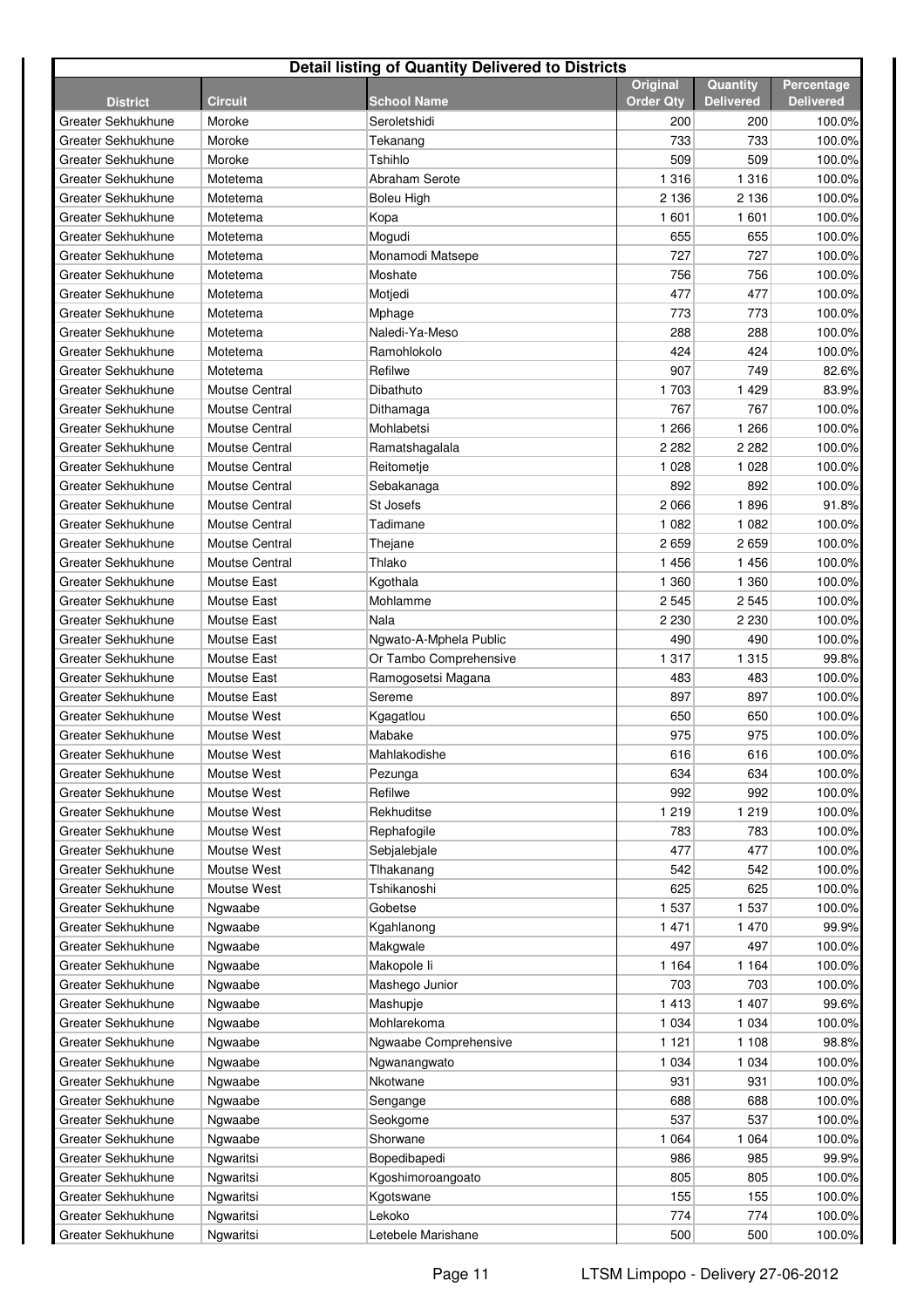| Detail listing of Quantity Delivered to Districts | | | | | |
|---|---|---|---|---|---|
| **District** | **Circuit** | **School Name** | **Original Order Qty** | **Quantity Delivered** | **Percentage Delivered** |
| Greater Sekhukhune | Moroke | Seroletshidi | 200 | 200 | 100.0% |
| Greater Sekhukhune | Moroke | Tekanang | 733 | 733 | 100.0% |
| Greater Sekhukhune | Moroke | Tshihlo | 509 | 509 | 100.0% |
| Greater Sekhukhune | Motetema | Abraham Serote | 1 316 | 1 316 | 100.0% |
| Greater Sekhukhune | Motetema | Boleu High | 2 136 | 2 136 | 100.0% |
| Greater Sekhukhune | Motetema | Kopa | 1 601 | 1 601 | 100.0% |
| Greater Sekhukhune | Motetema | Mogudi | 655 | 655 | 100.0% |
| Greater Sekhukhune | Motetema | Monamodi Matsepe | 727 | 727 | 100.0% |
| Greater Sekhukhune | Motetema | Moshate | 756 | 756 | 100.0% |
| Greater Sekhukhune | Motetema | Motjedi | 477 | 477 | 100.0% |
| Greater Sekhukhune | Motetema | Mphage | 773 | 773 | 100.0% |
| Greater Sekhukhune | Motetema | Naledi-Ya-Meso | 288 | 288 | 100.0% |
| Greater Sekhukhune | Motetema | Ramohlokolo | 424 | 424 | 100.0% |
| Greater Sekhukhune | Motetema | Refilwe | 907 | 749 | 82.6% |
| Greater Sekhukhune | Moutse Central | Dibathuto | 1 703 | 1 429 | 83.9% |
| Greater Sekhukhune | Moutse Central | Dithamaga | 767 | 767 | 100.0% |
| Greater Sekhukhune | Moutse Central | Mohlabetsi | 1 266 | 1 266 | 100.0% |
| Greater Sekhukhune | Moutse Central | Ramatshagalala | 2 282 | 2 282 | 100.0% |
| Greater Sekhukhune | Moutse Central | Reitometje | 1 028 | 1 028 | 100.0% |
| Greater Sekhukhune | Moutse Central | Sebakanaga | 892 | 892 | 100.0% |
| Greater Sekhukhune | Moutse Central | St Josefs | 2 066 | 1 896 | 91.8% |
| Greater Sekhukhune | Moutse Central | Tadimane | 1 082 | 1 082 | 100.0% |
| Greater Sekhukhune | Moutse Central | Thejane | 2 659 | 2 659 | 100.0% |
| Greater Sekhukhune | Moutse Central | Thlako | 1 456 | 1 456 | 100.0% |
| Greater Sekhukhune | Moutse East | Kgothala | 1 360 | 1 360 | 100.0% |
| Greater Sekhukhune | Moutse East | Mohlamme | 2 545 | 2 545 | 100.0% |
| Greater Sekhukhune | Moutse East | Nala | 2 230 | 2 230 | 100.0% |
| Greater Sekhukhune | Moutse East | Ngwato-A-Mphela Public | 490 | 490 | 100.0% |
| Greater Sekhukhune | Moutse East | Or Tambo Comprehensive | 1 317 | 1 315 | 99.8% |
| Greater Sekhukhune | Moutse East | Ramogosetsi Magana | 483 | 483 | 100.0% |
| Greater Sekhukhune | Moutse East | Sereme | 897 | 897 | 100.0% |
| Greater Sekhukhune | Moutse West | Kgagatlou | 650 | 650 | 100.0% |
| Greater Sekhukhune | Moutse West | Mabake | 975 | 975 | 100.0% |
| Greater Sekhukhune | Moutse West | Mahlakodishe | 616 | 616 | 100.0% |
| Greater Sekhukhune | Moutse West | Pezunga | 634 | 634 | 100.0% |
| Greater Sekhukhune | Moutse West | Refilwe | 992 | 992 | 100.0% |
| Greater Sekhukhune | Moutse West | Rekhuditse | 1 219 | 1 219 | 100.0% |
| Greater Sekhukhune | Moutse West | Rephafogile | 783 | 783 | 100.0% |
| Greater Sekhukhune | Moutse West | Sebjalebjale | 477 | 477 | 100.0% |
| Greater Sekhukhune | Moutse West | Tlhakanang | 542 | 542 | 100.0% |
| Greater Sekhukhune | Moutse West | Tshikanoshi | 625 | 625 | 100.0% |
| Greater Sekhukhune | Ngwaabe | Gobetse | 1 537 | 1 537 | 100.0% |
| Greater Sekhukhune | Ngwaabe | Kgahlanong | 1 471 | 1 470 | 99.9% |
| Greater Sekhukhune | Ngwaabe | Makgwale | 497 | 497 | 100.0% |
| Greater Sekhukhune | Ngwaabe | Makopole Ii | 1 164 | 1 164 | 100.0% |
| Greater Sekhukhune | Ngwaabe | Mashego Junior | 703 | 703 | 100.0% |
| Greater Sekhukhune | Ngwaabe | Mashupje | 1 413 | 1 407 | 99.6% |
| Greater Sekhukhune | Ngwaabe | Mohlarekoma | 1 034 | 1 034 | 100.0% |
| Greater Sekhukhune | Ngwaabe | Ngwaabe Comprehensive | 1 121 | 1 108 | 98.8% |
| Greater Sekhukhune | Ngwaabe | Ngwanangwato | 1 034 | 1 034 | 100.0% |
| Greater Sekhukhune | Ngwaabe | Nkotwane | 931 | 931 | 100.0% |
| Greater Sekhukhune | Ngwaabe | Sengange | 688 | 688 | 100.0% |
| Greater Sekhukhune | Ngwaabe | Seokgome | 537 | 537 | 100.0% |
| Greater Sekhukhune | Ngwaabe | Shorwane | 1 064 | 1 064 | 100.0% |
| Greater Sekhukhune | Ngwaritsi | Bopedibapedi | 986 | 985 | 99.9% |
| Greater Sekhukhune | Ngwaritsi | Kgoshimoroangoato | 805 | 805 | 100.0% |
| Greater Sekhukhune | Ngwaritsi | Kgotswane | 155 | 155 | 100.0% |
| Greater Sekhukhune | Ngwaritsi | Lekoko | 774 | 774 | 100.0% |
| Greater Sekhukhune | Ngwaritsi | Letebele Marishane | 500 | 500 | 100.0% |

LTSM Limpopo - Delivery 27-06-2012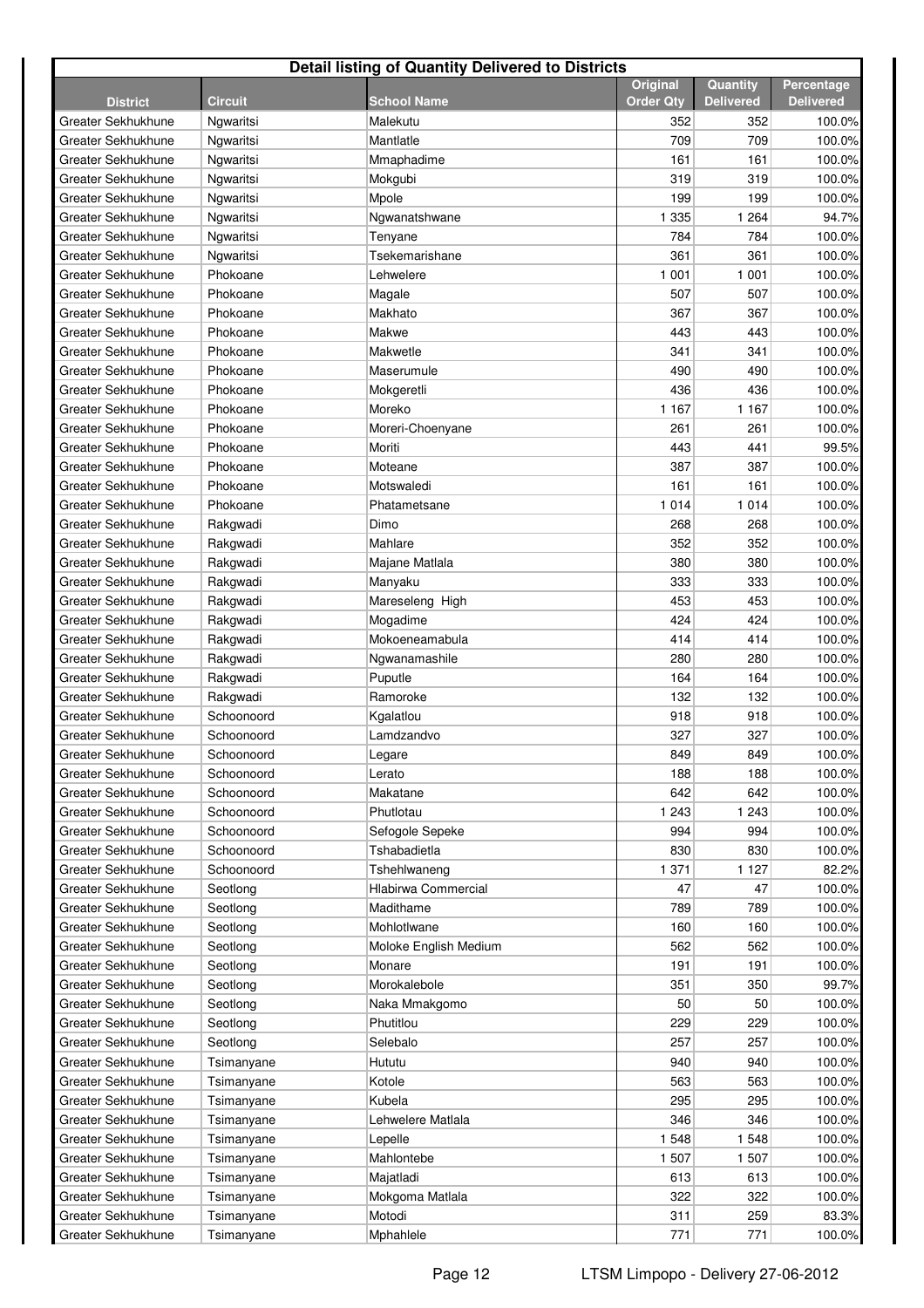**Detail listing of Quantity Delivered to Districts**

| District | Circuit | School Name | Original Order Qty | Quantity Delivered | Percentage Delivered |
|---|---|---|---|---|---|
| Greater Sekhukhune | Ngwaritsi | Malekutu | 352 | 352 | 100.0% |
| Greater Sekhukhune | Ngwaritsi | Mantlatle | 709 | 709 | 100.0% |
| Greater Sekhukhune | Ngwaritsi | Mmaphadime | 161 | 161 | 100.0% |
| Greater Sekhukhune | Ngwaritsi | Mokgubi | 319 | 319 | 100.0% |
| Greater Sekhukhune | Ngwaritsi | Mpole | 199 | 199 | 100.0% |
| Greater Sekhukhune | Ngwaritsi | Ngwanatshwane | 1 335 | 1 264 | 94.7% |
| Greater Sekhukhune | Ngwaritsi | Tenyane | 784 | 784 | 100.0% |
| Greater Sekhukhune | Ngwaritsi | Tsekemarishane | 361 | 361 | 100.0% |
| Greater Sekhukhune | Phokoane | Lehwelere | 1 001 | 1 001 | 100.0% |
| Greater Sekhukhune | Phokoane | Magale | 507 | 507 | 100.0% |
| Greater Sekhukhune | Phokoane | Makhato | 367 | 367 | 100.0% |
| Greater Sekhukhune | Phokoane | Makwe | 443 | 443 | 100.0% |
| Greater Sekhukhune | Phokoane | Makwetle | 341 | 341 | 100.0% |
| Greater Sekhukhune | Phokoane | Maserumule | 490 | 490 | 100.0% |
| Greater Sekhukhune | Phokoane | Mokgeretli | 436 | 436 | 100.0% |
| Greater Sekhukhune | Phokoane | Moreko | 1 167 | 1 167 | 100.0% |
| Greater Sekhukhune | Phokoane | Moreri-Choenyane | 261 | 261 | 100.0% |
| Greater Sekhukhune | Phokoane | Moriti | 443 | 441 | 99.5% |
| Greater Sekhukhune | Phokoane | Moteane | 387 | 387 | 100.0% |
| Greater Sekhukhune | Phokoane | Motswaledi | 161 | 161 | 100.0% |
| Greater Sekhukhune | Phokoane | Phatametsane | 1 014 | 1 014 | 100.0% |
| Greater Sekhukhune | Rakgwadi | Dimo | 268 | 268 | 100.0% |
| Greater Sekhukhune | Rakgwadi | Mahlare | 352 | 352 | 100.0% |
| Greater Sekhukhune | Rakgwadi | Majane Matlala | 380 | 380 | 100.0% |
| Greater Sekhukhune | Rakgwadi | Manyaku | 333 | 333 | 100.0% |
| Greater Sekhukhune | Rakgwadi | Mareseleng High | 453 | 453 | 100.0% |
| Greater Sekhukhune | Rakgwadi | Mogadime | 424 | 424 | 100.0% |
| Greater Sekhukhune | Rakgwadi | Mokoeneamabula | 414 | 414 | 100.0% |
| Greater Sekhukhune | Rakgwadi | Ngwanamashile | 280 | 280 | 100.0% |
| Greater Sekhukhune | Rakgwadi | Puputle | 164 | 164 | 100.0% |
| Greater Sekhukhune | Rakgwadi | Ramoroke | 132 | 132 | 100.0% |
| Greater Sekhukhune | Schoonoord | Kgalatlou | 918 | 918 | 100.0% |
| Greater Sekhukhune | Schoonoord | Lamdzandvo | 327 | 327 | 100.0% |
| Greater Sekhukhune | Schoonoord | Legare | 849 | 849 | 100.0% |
| Greater Sekhukhune | Schoonoord | Lerato | 188 | 188 | 100.0% |
| Greater Sekhukhune | Schoonoord | Makatane | 642 | 642 | 100.0% |
| Greater Sekhukhune | Schoonoord | Phutlotau | 1 243 | 1 243 | 100.0% |
| Greater Sekhukhune | Schoonoord | Sefogole Sepeke | 994 | 994 | 100.0% |
| Greater Sekhukhune | Schoonoord | Tshabadietla | 830 | 830 | 100.0% |
| Greater Sekhukhune | Schoonoord | Tshehlwaneng | 1 371 | 1 127 | 82.2% |
| Greater Sekhukhune | Seotlong | Hlabirwa Commercial | 47 | 47 | 100.0% |
| Greater Sekhukhune | Seotlong | Madithame | 789 | 789 | 100.0% |
| Greater Sekhukhune | Seotlong | Mohlotlwane | 160 | 160 | 100.0% |
| Greater Sekhukhune | Seotlong | Moloke English Medium | 562 | 562 | 100.0% |
| Greater Sekhukhune | Seotlong | Monare | 191 | 191 | 100.0% |
| Greater Sekhukhune | Seotlong | Morokalebole | 351 | 350 | 99.7% |
| Greater Sekhukhune | Seotlong | Naka Mmakgomo | 50 | 50 | 100.0% |
| Greater Sekhukhune | Seotlong | Phutitlou | 229 | 229 | 100.0% |
| Greater Sekhukhune | Seotlong | Selebalo | 257 | 257 | 100.0% |
| Greater Sekhukhune | Tsimanyane | Hututu | 940 | 940 | 100.0% |
| Greater Sekhukhune | Tsimanyane | Kotole | 563 | 563 | 100.0% |
| Greater Sekhukhune | Tsimanyane | Kubela | 295 | 295 | 100.0% |
| Greater Sekhukhune | Tsimanyane | Lehwelere Matlala | 346 | 346 | 100.0% |
| Greater Sekhukhune | Tsimanyane | Lepelle | 1 548 | 1 548 | 100.0% |
| Greater Sekhukhune | Tsimanyane | Mahlontebe | 1 507 | 1 507 | 100.0% |
| Greater Sekhukhune | Tsimanyane | Majatladi | 613 | 613 | 100.0% |
| Greater Sekhukhune | Tsimanyane | Mokgoma Matlala | 322 | 322 | 100.0% |
| Greater Sekhukhune | Tsimanyane | Motodi | 311 | 259 | 83.3% |
| Greater Sekhukhune | Tsimanyane | Mphahlele | 771 | 771 | 100.0% |

LTSM Limpopo - Delivery 27-06-2012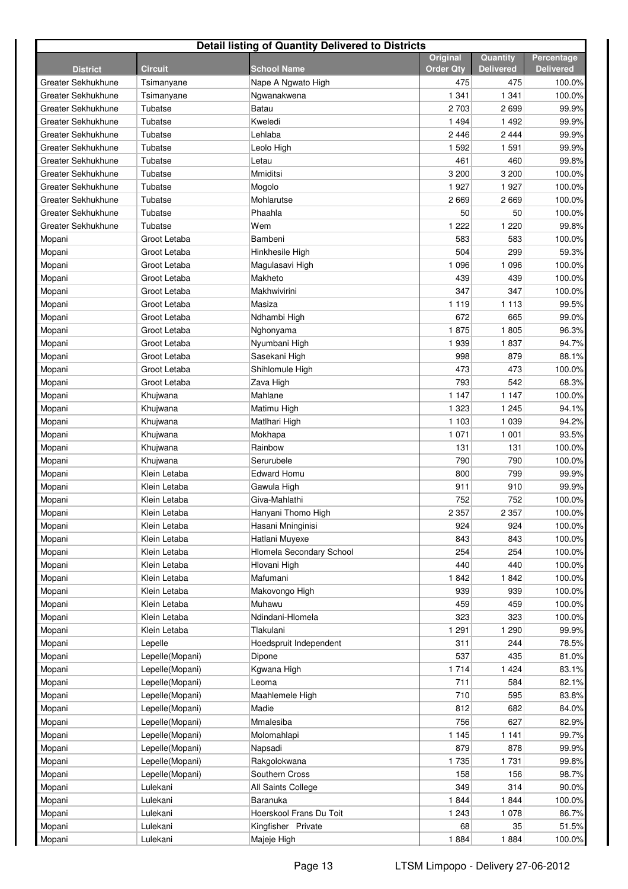**Detail listing of Quantity Delivered to Districts**

| District | Circuit | School Name | Original Order Qty | Quantity Delivered | Percentage Delivered |
|---|---|---|---|---|---|
| Greater Sekhukhune | Tsimanyane | Nape A Ngwato High | 475 | 475 | 100.0% |
| Greater Sekhukhune | Tsimanyane | Ngwanakwena | 1 341 | 1 341 | 100.0% |
| Greater Sekhukhune | Tubatse | Batau | 2 703 | 2 699 | 99.9% |
| Greater Sekhukhune | Tubatse | Kweledi | 1 494 | 1 492 | 99.9% |
| Greater Sekhukhune | Tubatse | Lehlaba | 2 446 | 2 444 | 99.9% |
| Greater Sekhukhune | Tubatse | Leolo High | 1 592 | 1 591 | 99.9% |
| Greater Sekhukhune | Tubatse | Letau | 461 | 460 | 99.8% |
| Greater Sekhukhune | Tubatse | Mmiditsi | 3 200 | 3 200 | 100.0% |
| Greater Sekhukhune | Tubatse | Mogolo | 1 927 | 1 927 | 100.0% |
| Greater Sekhukhune | Tubatse | Mohlarutse | 2 669 | 2 669 | 100.0% |
| Greater Sekhukhune | Tubatse | Phaahla | 50 | 50 | 100.0% |
| Greater Sekhukhune | Tubatse | Wem | 1 222 | 1 220 | 99.8% |
| Mopani | Groot Letaba | Bambeni | 583 | 583 | 100.0% |
| Mopani | Groot Letaba | Hinkhesile High | 504 | 299 | 59.3% |
| Mopani | Groot Letaba | Magulasavi High | 1 096 | 1 096 | 100.0% |
| Mopani | Groot Letaba | Makheto | 439 | 439 | 100.0% |
| Mopani | Groot Letaba | Makhwivirini | 347 | 347 | 100.0% |
| Mopani | Groot Letaba | Masiza | 1 119 | 1 113 | 99.5% |
| Mopani | Groot Letaba | Ndhambi High | 672 | 665 | 99.0% |
| Mopani | Groot Letaba | Nghonyama | 1 875 | 1 805 | 96.3% |
| Mopani | Groot Letaba | Nyumbani High | 1 939 | 1 837 | 94.7% |
| Mopani | Groot Letaba | Sasekani High | 998 | 879 | 88.1% |
| Mopani | Groot Letaba | Shihlomule High | 473 | 473 | 100.0% |
| Mopani | Groot Letaba | Zava High | 793 | 542 | 68.3% |
| Mopani | Khujwana | Mahlane | 1 147 | 1 147 | 100.0% |
| Mopani | Khujwana | Matimu High | 1 323 | 1 245 | 94.1% |
| Mopani | Khujwana | Matlhari High | 1 103 | 1 039 | 94.2% |
| Mopani | Khujwana | Mokhapa | 1 071 | 1 001 | 93.5% |
| Mopani | Khujwana | Rainbow | 131 | 131 | 100.0% |
| Mopani | Khujwana | Serurubele | 790 | 790 | 100.0% |
| Mopani | Klein Letaba | Edward Homu | 800 | 799 | 99.9% |
| Mopani | Klein Letaba | Gawula High | 911 | 910 | 99.9% |
| Mopani | Klein Letaba | Giva-Mahlathi | 752 | 752 | 100.0% |
| Mopani | Klein Letaba | Hanyani Thomo High | 2 357 | 2 357 | 100.0% |
| Mopani | Klein Letaba | Hasani Mninginisi | 924 | 924 | 100.0% |
| Mopani | Klein Letaba | Hatlani Muyexe | 843 | 843 | 100.0% |
| Mopani | Klein Letaba | Hlomela Secondary School | 254 | 254 | 100.0% |
| Mopani | Klein Letaba | Hlovani High | 440 | 440 | 100.0% |
| Mopani | Klein Letaba | Mafumani | 1 842 | 1 842 | 100.0% |
| Mopani | Klein Letaba | Makovongo High | 939 | 939 | 100.0% |
| Mopani | Klein Letaba | Muhawu | 459 | 459 | 100.0% |
| Mopani | Klein Letaba | Ndindani-Hlomela | 323 | 323 | 100.0% |
| Mopani | Klein Letaba | Tlakulani | 1 291 | 1 290 | 99.9% |
| Mopani | Lepelle | Hoedspruit Independent | 311 | 244 | 78.5% |
| Mopani | Lepelle(Mopani) | Dipone | 537 | 435 | 81.0% |
| Mopani | Lepelle(Mopani) | Kgwana High | 1 714 | 1 424 | 83.1% |
| Mopani | Lepelle(Mopani) | Leoma | 711 | 584 | 82.1% |
| Mopani | Lepelle(Mopani) | Maahlemele High | 710 | 595 | 83.8% |
| Mopani | Lepelle(Mopani) | Madie | 812 | 682 | 84.0% |
| Mopani | Lepelle(Mopani) | Mmalesiba | 756 | 627 | 82.9% |
| Mopani | Lepelle(Mopani) | Molomahlapi | 1 145 | 1 141 | 99.7% |
| Mopani | Lepelle(Mopani) | Napsadi | 879 | 878 | 99.9% |
| Mopani | Lepelle(Mopani) | Rakgolokwana | 1 735 | 1 731 | 99.8% |
| Mopani | Lepelle(Mopani) | Southern Cross | 158 | 156 | 98.7% |
| Mopani | Lulekani | All Saints College | 349 | 314 | 90.0% |
| Mopani | Lulekani | Baranuka | 1 844 | 1 844 | 100.0% |
| Mopani | Lulekani | Hoerskool Frans Du Toit | 1 243 | 1 078 | 86.7% |
| Mopani | Lulekani | Kingfisher Private | 68 | 35 | 51.5% |
| Mopani | Lulekani | Majeje High | 1 884 | 1 884 | 100.0% |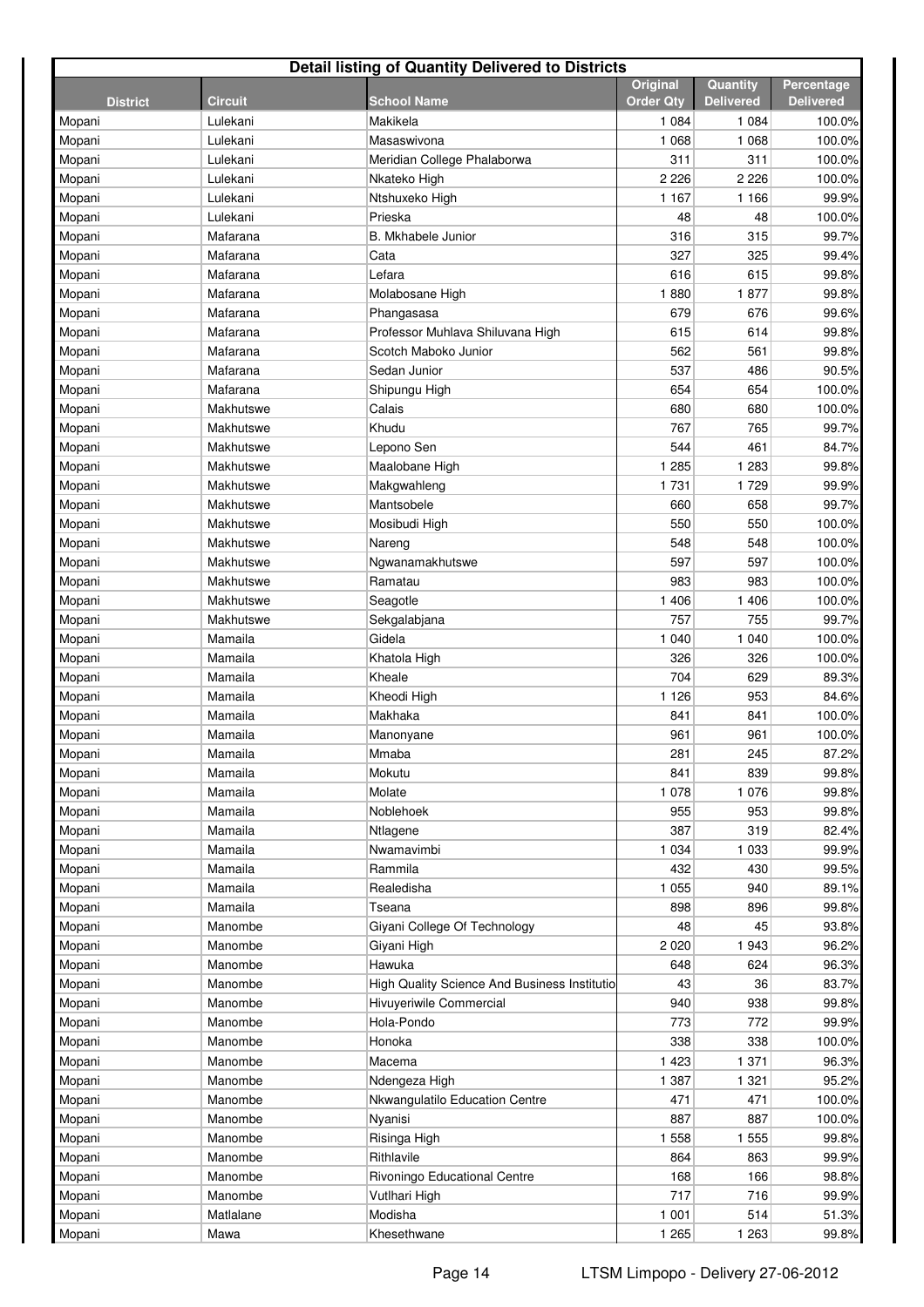| Detail listing of Quantity Delivered to Districts | | | | | |
|---|---|---|---|---|---|
| **District** | **Circuit** | **School Name** | **Original Order Qty** | **Quantity Delivered** | **Percentage Delivered** |
| Mopani | Lulekani | Makikela | 1 084 | 1 084 | 100.0% |
| Mopani | Lulekani | Masaswivona | 1 068 | 1 068 | 100.0% |
| Mopani | Lulekani | Meridian College Phalaborwa | 311 | 311 | 100.0% |
| Mopani | Lulekani | Nkateko High | 2 226 | 2 226 | 100.0% |
| Mopani | Lulekani | Ntshuxeko High | 1 167 | 1 166 | 99.9% |
| Mopani | Lulekani | Prieska | 48 | 48 | 100.0% |
| Mopani | Mafarana | B. Mkhabele Junior | 316 | 315 | 99.7% |
| Mopani | Mafarana | Cata | 327 | 325 | 99.4% |
| Mopani | Mafarana | Lefara | 616 | 615 | 99.8% |
| Mopani | Mafarana | Molabosane High | 1 880 | 1 877 | 99.8% |
| Mopani | Mafarana | Phangasasa | 679 | 676 | 99.6% |
| Mopani | Mafarana | Professor Muhlava Shiluvana High | 615 | 614 | 99.8% |
| Mopani | Mafarana | Scotch Maboko Junior | 562 | 561 | 99.8% |
| Mopani | Mafarana | Sedan Junior | 537 | 486 | 90.5% |
| Mopani | Mafarana | Shipungu High | 654 | 654 | 100.0% |
| Mopani | Makhutswe | Calais | 680 | 680 | 100.0% |
| Mopani | Makhutswe | Khudu | 767 | 765 | 99.7% |
| Mopani | Makhutswe | Lepono Sen | 544 | 461 | 84.7% |
| Mopani | Makhutswe | Maalobane High | 1 285 | 1 283 | 99.8% |
| Mopani | Makhutswe | Makgwahleng | 1 731 | 1 729 | 99.9% |
| Mopani | Makhutswe | Mantsobele | 660 | 658 | 99.7% |
| Mopani | Makhutswe | Mosibudi High | 550 | 550 | 100.0% |
| Mopani | Makhutswe | Nareng | 548 | 548 | 100.0% |
| Mopani | Makhutswe | Ngwanamakhutswe | 597 | 597 | 100.0% |
| Mopani | Makhutswe | Ramatau | 983 | 983 | 100.0% |
| Mopani | Makhutswe | Seagotle | 1 406 | 1 406 | 100.0% |
| Mopani | Makhutswe | Sekgalabjana | 757 | 755 | 99.7% |
| Mopani | Mamaila | Gidela | 1 040 | 1 040 | 100.0% |
| Mopani | Mamaila | Khatola High | 326 | 326 | 100.0% |
| Mopani | Mamaila | Kheale | 704 | 629 | 89.3% |
| Mopani | Mamaila | Kheodi High | 1 126 | 953 | 84.6% |
| Mopani | Mamaila | Makhaka | 841 | 841 | 100.0% |
| Mopani | Mamaila | Manonyane | 961 | 961 | 100.0% |
| Mopani | Mamaila | Mmaba | 281 | 245 | 87.2% |
| Mopani | Mamaila | Mokutu | 841 | 839 | 99.8% |
| Mopani | Mamaila | Molate | 1 078 | 1 076 | 99.8% |
| Mopani | Mamaila | Noblehoek | 955 | 953 | 99.8% |
| Mopani | Mamaila | Ntlagene | 387 | 319 | 82.4% |
| Mopani | Mamaila | Nwamavimbi | 1 034 | 1 033 | 99.9% |
| Mopani | Mamaila | Rammila | 432 | 430 | 99.5% |
| Mopani | Mamaila | Realedisha | 1 055 | 940 | 89.1% |
| Mopani | Mamaila | Tseana | 898 | 896 | 99.8% |
| Mopani | Manombe | Giyani College Of Technology | 48 | 45 | 93.8% |
| Mopani | Manombe | Giyani High | 2 020 | 1 943 | 96.2% |
| Mopani | Manombe | Hawuka | 648 | 624 | 96.3% |
| Mopani | Manombe | High Quality Science And Business Institutio | 43 | 36 | 83.7% |
| Mopani | Manombe | Hivuyeriwile Commercial | 940 | 938 | 99.8% |
| Mopani | Manombe | Hola-Pondo | 773 | 772 | 99.9% |
| Mopani | Manombe | Honoka | 338 | 338 | 100.0% |
| Mopani | Manombe | Macema | 1 423 | 1 371 | 96.3% |
| Mopani | Manombe | Ndengeza High | 1 387 | 1 321 | 95.2% |
| Mopani | Manombe | Nkwangulatilo Education Centre | 471 | 471 | 100.0% |
| Mopani | Manombe | Nyanisi | 887 | 887 | 100.0% |
| Mopani | Manombe | Risinga High | 1 558 | 1 555 | 99.8% |
| Mopani | Manombe | Rithlavile | 864 | 863 | 99.9% |
| Mopani | Manombe | Rivoningo Educational Centre | 168 | 166 | 98.8% |
| Mopani | Manombe | Vutlhari High | 717 | 716 | 99.9% |
| Mopani | Matlalane | Modisha | 1 001 | 514 | 51.3% |
| Mopani | Mawa | Khesethwane | 1 265 | 1 263 | 99.8% |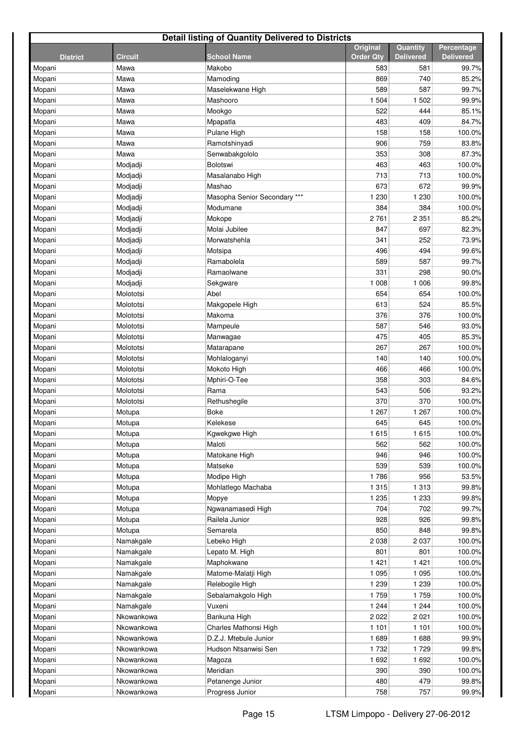| Detail listing of Quantity Delivered to Districts | | | | | |
|---|---|---|---|---|---|
| **District** | **Circuit** | **School Name** | **Original Order Qty** | **Quantity Delivered** | **Percentage Delivered** |
| Mopani | Mawa | Makobo | 583 | 581 | 99.7% |
| Mopani | Mawa | Mamoding | 869 | 740 | 85.2% |
| Mopani | Mawa | Maselekwane High | 589 | 587 | 99.7% |
| Mopani | Mawa | Mashooro | 1 504 | 1 502 | 99.9% |
| Mopani | Mawa | Mookgo | 522 | 444 | 85.1% |
| Mopani | Mawa | Mpapatla | 483 | 409 | 84.7% |
| Mopani | Mawa | Pulane High | 158 | 158 | 100.0% |
| Mopani | Mawa | Ramotshinyadi | 906 | 759 | 83.8% |
| Mopani | Mawa | Senwabakgololo | 353 | 308 | 87.3% |
| Mopani | Modjadji | Bolotswi | 463 | 463 | 100.0% |
| Mopani | Modjadji | Masalanabo High | 713 | 713 | 100.0% |
| Mopani | Modjadji | Mashao | 673 | 672 | 99.9% |
| Mopani | Modjadji | Masopha Senior Secondary *** | 1 230 | 1 230 | 100.0% |
| Mopani | Modjadji | Modumane | 384 | 384 | 100.0% |
| Mopani | Modjadji | Mokope | 2 761 | 2 351 | 85.2% |
| Mopani | Modjadji | Molai Jubilee | 847 | 697 | 82.3% |
| Mopani | Modjadji | Morwatshehla | 341 | 252 | 73.9% |
| Mopani | Modjadji | Motsipa | 496 | 494 | 99.6% |
| Mopani | Modjadji | Ramabolela | 589 | 587 | 99.7% |
| Mopani | Modjadji | Ramaolwane | 331 | 298 | 90.0% |
| Mopani | Modjadji | Sekgware | 1 008 | 1 006 | 99.8% |
| Mopani | Molototsi | Abel | 654 | 654 | 100.0% |
| Mopani | Molototsi | Makgopele High | 613 | 524 | 85.5% |
| Mopani | Molototsi | Makoma | 376 | 376 | 100.0% |
| Mopani | Molototsi | Mampeule | 587 | 546 | 93.0% |
| Mopani | Molototsi | Manwagae | 475 | 405 | 85.3% |
| Mopani | Molototsi | Matarapane | 267 | 267 | 100.0% |
| Mopani | Molototsi | Mohlaloganyi | 140 | 140 | 100.0% |
| Mopani | Molototsi | Mokoto High | 466 | 466 | 100.0% |
| Mopani | Molototsi | Mphiri-O-Tee | 358 | 303 | 84.6% |
| Mopani | Molototsi | Rama | 543 | 506 | 93.2% |
| Mopani | Molototsi | Rethushegile | 370 | 370 | 100.0% |
| Mopani | Motupa | Boke | 1 267 | 1 267 | 100.0% |
| Mopani | Motupa | Kelekese | 645 | 645 | 100.0% |
| Mopani | Motupa | Kgwekgwe High | 1 615 | 1 615 | 100.0% |
| Mopani | Motupa | Maloti | 562 | 562 | 100.0% |
| Mopani | Motupa | Matokane High | 946 | 946 | 100.0% |
| Mopani | Motupa | Matseke | 539 | 539 | 100.0% |
| Mopani | Motupa | Modipe High | 1 786 | 956 | 53.5% |
| Mopani | Motupa | Mohlatlego Machaba | 1 315 | 1 313 | 99.8% |
| Mopani | Motupa | Mopye | 1 235 | 1 233 | 99.8% |
| Mopani | Motupa | Ngwanamasedi High | 704 | 702 | 99.7% |
| Mopani | Motupa | Railela Junior | 928 | 926 | 99.8% |
| Mopani | Motupa | Semarela | 850 | 848 | 99.8% |
| Mopani | Namakgale | Lebeko High | 2 038 | 2 037 | 100.0% |
| Mopani | Namakgale | Lepato M. High | 801 | 801 | 100.0% |
| Mopani | Namakgale | Maphokwane | 1 421 | 1 421 | 100.0% |
| Mopani | Namakgale | Matome-Malatji High | 1 095 | 1 095 | 100.0% |
| Mopani | Namakgale | Relebogile High | 1 239 | 1 239 | 100.0% |
| Mopani | Namakgale | Sebalamakgolo High | 1 759 | 1 759 | 100.0% |
| Mopani | Namakgale | Vuxeni | 1 244 | 1 244 | 100.0% |
| Mopani | Nkowankowa | Bankuna High | 2 022 | 2 021 | 100.0% |
| Mopani | Nkowankowa | Charles Mathonsi High | 1 101 | 1 101 | 100.0% |
| Mopani | Nkowankowa | D.Z.J. Mtebule Junior | 1 689 | 1 688 | 99.9% |
| Mopani | Nkowankowa | Hudson Ntsanwisi Sen | 1 732 | 1 729 | 99.8% |
| Mopani | Nkowankowa | Magoza | 1 692 | 1 692 | 100.0% |
| Mopani | Nkowankowa | Meridian | 390 | 390 | 100.0% |
| Mopani | Nkowankowa | Petanenge Junior | 480 | 479 | 99.8% |
| Mopani | Nkowankowa | Progress Junior | 758 | 757 | 99.9% |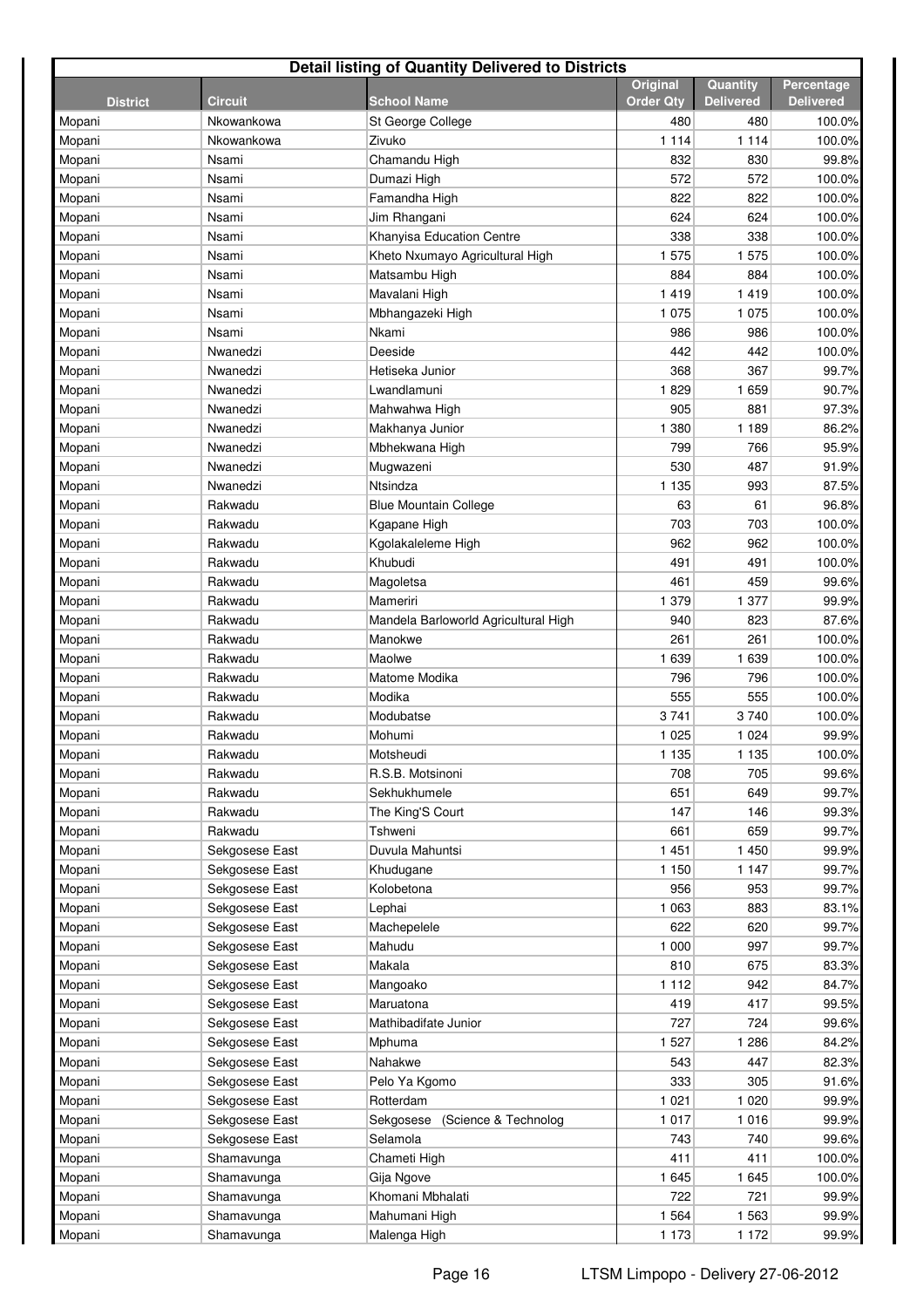| Detail listing of Quantity Delivered to Districts | | | | | |
|---|---|---|---|---|---|
| **District** | **Circuit** | **School Name** | **Original Order Qty** | **Quantity Delivered** | **Percentage Delivered** |
| Mopani | Nkowankowa | St George College | 480 | 480 | 100.0% |
| Mopani | Nkowankowa | Zivuko | 1 114 | 1 114 | 100.0% |
| Mopani | Nsami | Chamandu High | 832 | 830 | 99.8% |
| Mopani | Nsami | Dumazi High | 572 | 572 | 100.0% |
| Mopani | Nsami | Famandha High | 822 | 822 | 100.0% |
| Mopani | Nsami | Jim Rhangani | 624 | 624 | 100.0% |
| Mopani | Nsami | Khanyisa Education Centre | 338 | 338 | 100.0% |
| Mopani | Nsami | Kheto Nxumayo Agricultural High | 1 575 | 1 575 | 100.0% |
| Mopani | Nsami | Matsambu High | 884 | 884 | 100.0% |
| Mopani | Nsami | Mavalani High | 1 419 | 1 419 | 100.0% |
| Mopani | Nsami | Mbhangazeki High | 1 075 | 1 075 | 100.0% |
| Mopani | Nsami | Nkami | 986 | 986 | 100.0% |
| Mopani | Nwanedzi | Deeside | 442 | 442 | 100.0% |
| Mopani | Nwanedzi | Hetiseka Junior | 368 | 367 | 99.7% |
| Mopani | Nwanedzi | Lwandlamuni | 1 829 | 1 659 | 90.7% |
| Mopani | Nwanedzi | Mahwahwa High | 905 | 881 | 97.3% |
| Mopani | Nwanedzi | Makhanya Junior | 1 380 | 1 189 | 86.2% |
| Mopani | Nwanedzi | Mbhekwana High | 799 | 766 | 95.9% |
| Mopani | Nwanedzi | Mugwazeni | 530 | 487 | 91.9% |
| Mopani | Nwanedzi | Ntsindza | 1 135 | 993 | 87.5% |
| Mopani | Rakwadu | Blue Mountain College | 63 | 61 | 96.8% |
| Mopani | Rakwadu | Kgapane High | 703 | 703 | 100.0% |
| Mopani | Rakwadu | Kgolakaleleme High | 962 | 962 | 100.0% |
| Mopani | Rakwadu | Khubudi | 491 | 491 | 100.0% |
| Mopani | Rakwadu | Magoletsa | 461 | 459 | 99.6% |
| Mopani | Rakwadu | Mameriri | 1 379 | 1 377 | 99.9% |
| Mopani | Rakwadu | Mandela Barloworld Agricultural High | 940 | 823 | 87.6% |
| Mopani | Rakwadu | Manokwe | 261 | 261 | 100.0% |
| Mopani | Rakwadu | Maolwe | 1 639 | 1 639 | 100.0% |
| Mopani | Rakwadu | Matome Modika | 796 | 796 | 100.0% |
| Mopani | Rakwadu | Modika | 555 | 555 | 100.0% |
| Mopani | Rakwadu | Modubatse | 3 741 | 3 740 | 100.0% |
| Mopani | Rakwadu | Mohumi | 1 025 | 1 024 | 99.9% |
| Mopani | Rakwadu | Motsheudi | 1 135 | 1 135 | 100.0% |
| Mopani | Rakwadu | R.S.B. Motsinoni | 708 | 705 | 99.6% |
| Mopani | Rakwadu | Sekhukhumele | 651 | 649 | 99.7% |
| Mopani | Rakwadu | The King'S Court | 147 | 146 | 99.3% |
| Mopani | Rakwadu | Tshweni | 661 | 659 | 99.7% |
| Mopani | Sekgosese East | Duvula Mahuntsi | 1 451 | 1 450 | 99.9% |
| Mopani | Sekgosese East | Khudugane | 1 150 | 1 147 | 99.7% |
| Mopani | Sekgosese East | Kolobetona | 956 | 953 | 99.7% |
| Mopani | Sekgosese East | Lephai | 1 063 | 883 | 83.1% |
| Mopani | Sekgosese East | Machepelele | 622 | 620 | 99.7% |
| Mopani | Sekgosese East | Mahudu | 1 000 | 997 | 99.7% |
| Mopani | Sekgosese East | Makala | 810 | 675 | 83.3% |
| Mopani | Sekgosese East | Mangoako | 1 112 | 942 | 84.7% |
| Mopani | Sekgosese East | Maruatona | 419 | 417 | 99.5% |
| Mopani | Sekgosese East | Mathibadifate Junior | 727 | 724 | 99.6% |
| Mopani | Sekgosese East | Mphuma | 1 527 | 1 286 | 84.2% |
| Mopani | Sekgosese East | Nahakwe | 543 | 447 | 82.3% |
| Mopani | Sekgosese East | Pelo Ya Kgomo | 333 | 305 | 91.6% |
| Mopani | Sekgosese East | Rotterdam | 1 021 | 1 020 | 99.9% |
| Mopani | Sekgosese East | Sekgosese (Science & Technolog | 1 017 | 1 016 | 99.9% |
| Mopani | Sekgosese East | Selamola | 743 | 740 | 99.6% |
| Mopani | Shamavunga | Chameti High | 411 | 411 | 100.0% |
| Mopani | Shamavunga | Gija Ngove | 1 645 | 1 645 | 100.0% |
| Mopani | Shamavunga | Khomani Mbhalati | 722 | 721 | 99.9% |
| Mopani | Shamavunga | Mahumani High | 1 564 | 1 563 | 99.9% |
| Mopani | Shamavunga | Malenga High | 1 173 | 1 172 | 99.9% |

LTSM Limpopo - Delivery 27-06-2012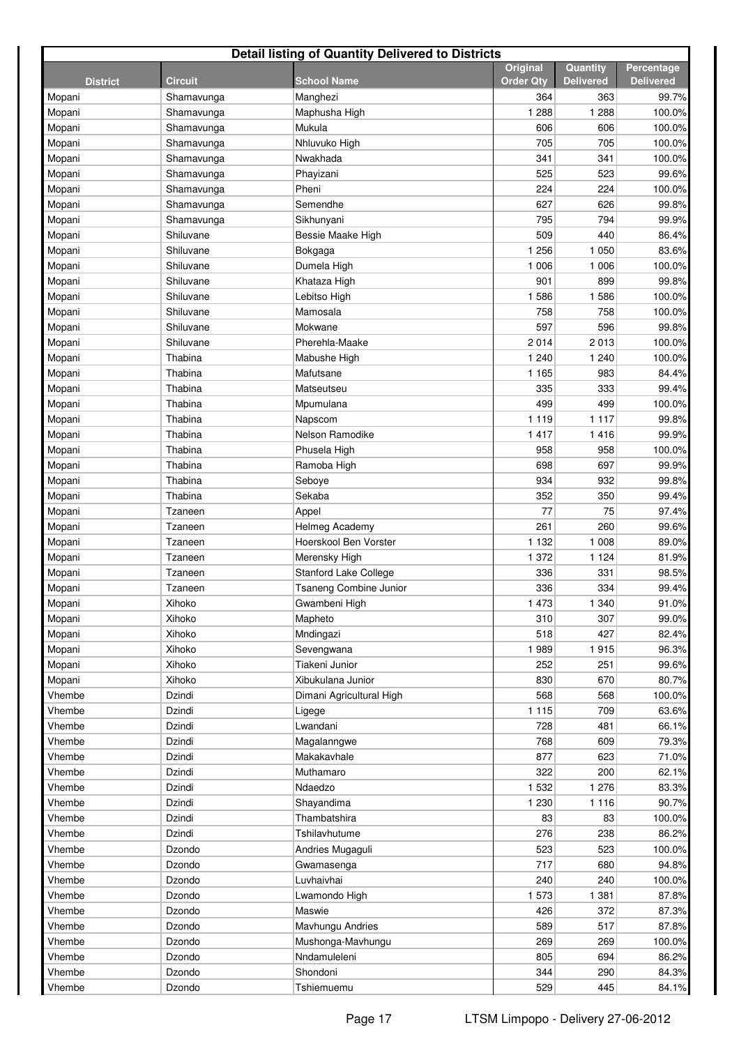| Detail listing of Quantity Delivered to Districts | | | | | |
|---|---|---|---|---|---|
| **District** | **Circuit** | **School Name** | **Original Order Qty** | **Quantity Delivered** | **Percentage Delivered** |
| Mopani | Shamavunga | Manghezi | 364 | 363 | 99.7% |
| Mopani | Shamavunga | Maphusha High | 1 288 | 1 288 | 100.0% |
| Mopani | Shamavunga | Mukula | 606 | 606 | 100.0% |
| Mopani | Shamavunga | Nhluvuko High | 705 | 705 | 100.0% |
| Mopani | Shamavunga | Nwakhada | 341 | 341 | 100.0% |
| Mopani | Shamavunga | Phayizani | 525 | 523 | 99.6% |
| Mopani | Shamavunga | Pheni | 224 | 224 | 100.0% |
| Mopani | Shamavunga | Semendhe | 627 | 626 | 99.8% |
| Mopani | Shamavunga | Sikhunyani | 795 | 794 | 99.9% |
| Mopani | Shiluvane | Bessie Maake High | 509 | 440 | 86.4% |
| Mopani | Shiluvane | Bokgaga | 1 256 | 1 050 | 83.6% |
| Mopani | Shiluvane | Dumela High | 1 006 | 1 006 | 100.0% |
| Mopani | Shiluvane | Khataza High | 901 | 899 | 99.8% |
| Mopani | Shiluvane | Lebitso High | 1 586 | 1 586 | 100.0% |
| Mopani | Shiluvane | Mamosala | 758 | 758 | 100.0% |
| Mopani | Shiluvane | Mokwane | 597 | 596 | 99.8% |
| Mopani | Shiluvane | Pherehla-Maake | 2 014 | 2 013 | 100.0% |
| Mopani | Thabina | Mabushe High | 1 240 | 1 240 | 100.0% |
| Mopani | Thabina | Mafutsane | 1 165 | 983 | 84.4% |
| Mopani | Thabina | Matseutseu | 335 | 333 | 99.4% |
| Mopani | Thabina | Mpumulana | 499 | 499 | 100.0% |
| Mopani | Thabina | Napscom | 1 119 | 1 117 | 99.8% |
| Mopani | Thabina | Nelson Ramodike | 1 417 | 1 416 | 99.9% |
| Mopani | Thabina | Phusela High | 958 | 958 | 100.0% |
| Mopani | Thabina | Ramoba High | 698 | 697 | 99.9% |
| Mopani | Thabina | Seboye | 934 | 932 | 99.8% |
| Mopani | Thabina | Sekaba | 352 | 350 | 99.4% |
| Mopani | Tzaneen | Appel | 77 | 75 | 97.4% |
| Mopani | Tzaneen | Helmeg Academy | 261 | 260 | 99.6% |
| Mopani | Tzaneen | Hoerskool Ben Vorster | 1 132 | 1 008 | 89.0% |
| Mopani | Tzaneen | Merensky High | 1 372 | 1 124 | 81.9% |
| Mopani | Tzaneen | Stanford Lake College | 336 | 331 | 98.5% |
| Mopani | Tzaneen | Tsaneng Combine Junior | 336 | 334 | 99.4% |
| Mopani | Xihoko | Gwambeni High | 1 473 | 1 340 | 91.0% |
| Mopani | Xihoko | Mapheto | 310 | 307 | 99.0% |
| Mopani | Xihoko | Mndingazi | 518 | 427 | 82.4% |
| Mopani | Xihoko | Sevengwana | 1 989 | 1 915 | 96.3% |
| Mopani | Xihoko | Tiakeni Junior | 252 | 251 | 99.6% |
| Mopani | Xihoko | Xibukulana Junior | 830 | 670 | 80.7% |
| Vhembe | Dzindi | Dimani Agricultural High | 568 | 568 | 100.0% |
| Vhembe | Dzindi | Ligege | 1 115 | 709 | 63.6% |
| Vhembe | Dzindi | Lwandani | 728 | 481 | 66.1% |
| Vhembe | Dzindi | Magalanngwe | 768 | 609 | 79.3% |
| Vhembe | Dzindi | Makakavhale | 877 | 623 | 71.0% |
| Vhembe | Dzindi | Muthamaro | 322 | 200 | 62.1% |
| Vhembe | Dzindi | Ndaedzo | 1 532 | 1 276 | 83.3% |
| Vhembe | Dzindi | Shayandima | 1 230 | 1 116 | 90.7% |
| Vhembe | Dzindi | Thambatshira | 83 | 83 | 100.0% |
| Vhembe | Dzindi | Tshilavhutume | 276 | 238 | 86.2% |
| Vhembe | Dzondo | Andries Mugaguli | 523 | 523 | 100.0% |
| Vhembe | Dzondo | Gwamasenga | 717 | 680 | 94.8% |
| Vhembe | Dzondo | Luvhaivhai | 240 | 240 | 100.0% |
| Vhembe | Dzondo | Lwamondo High | 1 573 | 1 381 | 87.8% |
| Vhembe | Dzondo | Maswie | 426 | 372 | 87.3% |
| Vhembe | Dzondo | Mavhungu Andries | 589 | 517 | 87.8% |
| Vhembe | Dzondo | Mushonga-Mavhungu | 269 | 269 | 100.0% |
| Vhembe | Dzondo | Nndamuleleni | 805 | 694 | 86.2% |
| Vhembe | Dzondo | Shondoni | 344 | 290 | 84.3% |
| Vhembe | Dzondo | Tshiemuemu | 529 | 445 | 84.1% |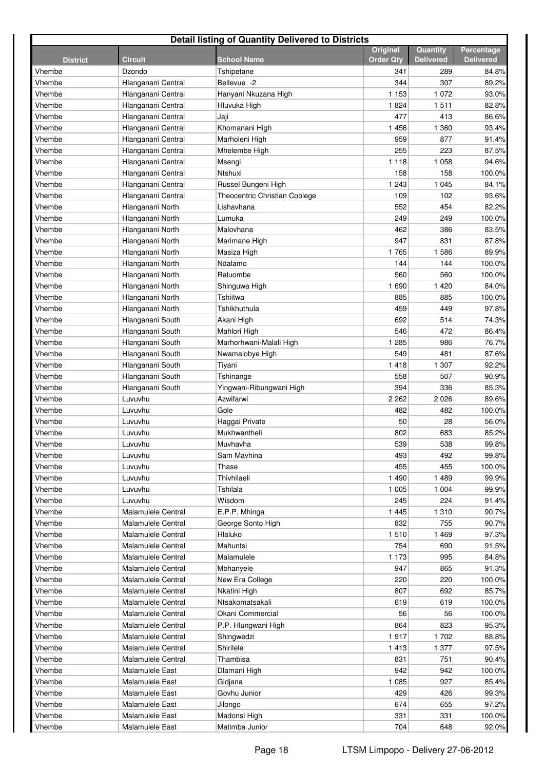**Detail listing of Quantity Delivered to Districts**

| District | Circuit | School Name | Original Order Qty | Quantity Delivered | Percentage Delivered |
|---|---|---|---|---|---|
| Vhembe | Dzondo | Tshipetane | 341 | 289 | 84.8% |
| Vhembe | Hlanganani Central | Bellevue -2 | 344 | 307 | 89.2% |
| Vhembe | Hlanganani Central | Hanyani Nkuzana High | 1 153 | 1 072 | 93.0% |
| Vhembe | Hlanganani Central | Hluvuka High | 1 824 | 1 511 | 82.8% |
| Vhembe | Hlanganani Central | Jaji | 477 | 413 | 86.6% |
| Vhembe | Hlanganani Central | Khomanani High | 1 456 | 1 360 | 93.4% |
| Vhembe | Hlanganani Central | Marholeni High | 959 | 877 | 91.4% |
| Vhembe | Hlanganani Central | Mhelembe High | 255 | 223 | 87.5% |
| Vhembe | Hlanganani Central | Msengi | 1 118 | 1 058 | 94.6% |
| Vhembe | Hlanganani Central | Ntshuxi | 158 | 158 | 100.0% |
| Vhembe | Hlanganani Central | Russel Bungeni High | 1 243 | 1 045 | 84.1% |
| Vhembe | Hlanganani Central | Theocentric Christian Coolege | 109 | 102 | 93.6% |
| Vhembe | Hlanganani North | Lishavhana | 552 | 454 | 82.2% |
| Vhembe | Hlanganani North | Lumuka | 249 | 249 | 100.0% |
| Vhembe | Hlanganani North | Malovhana | 462 | 386 | 83.5% |
| Vhembe | Hlanganani North | Marimane High | 947 | 831 | 87.8% |
| Vhembe | Hlanganani North | Masiza High | 1 765 | 1 586 | 89.9% |
| Vhembe | Hlanganani North | Ndalamo | 144 | 144 | 100.0% |
| Vhembe | Hlanganani North | Raluombe | 560 | 560 | 100.0% |
| Vhembe | Hlanganani North | Shinguwa High | 1 690 | 1 420 | 84.0% |
| Vhembe | Hlanganani North | Tshiitwa | 885 | 885 | 100.0% |
| Vhembe | Hlanganani North | Tshikhuthula | 459 | 449 | 97.8% |
| Vhembe | Hlanganani South | Akani High | 692 | 514 | 74.3% |
| Vhembe | Hlanganani South | Mahlori High | 546 | 472 | 86.4% |
| Vhembe | Hlanganani South | Marhorhwani-Malali High | 1 285 | 986 | 76.7% |
| Vhembe | Hlanganani South | Nwamalobye High | 549 | 481 | 87.6% |
| Vhembe | Hlanganani South | Tiyani | 1 418 | 1 307 | 92.2% |
| Vhembe | Hlanganani South | Tshinange | 558 | 507 | 90.9% |
| Vhembe | Hlanganani South | Yingwani-Ribungwani High | 394 | 336 | 85.3% |
| Vhembe | Luvuvhu | Azwifarwi | 2 262 | 2 026 | 89.6% |
| Vhembe | Luvuvhu | Gole | 482 | 482 | 100.0% |
| Vhembe | Luvuvhu | Haggai Private | 50 | 28 | 56.0% |
| Vhembe | Luvuvhu | Mukhwantheli | 802 | 683 | 85.2% |
| Vhembe | Luvuvhu | Muvhavha | 539 | 538 | 99.8% |
| Vhembe | Luvuvhu | Sam Mavhina | 493 | 492 | 99.8% |
| Vhembe | Luvuvhu | Thase | 455 | 455 | 100.0% |
| Vhembe | Luvuvhu | Thivhilaeli | 1 490 | 1 489 | 99.9% |
| Vhembe | Luvuvhu | Tshilala | 1 005 | 1 004 | 99.9% |
| Vhembe | Luvuvhu | Wisdom | 245 | 224 | 91.4% |
| Vhembe | Malamulele Central | E.P.P. Mhinga | 1 445 | 1 310 | 90.7% |
| Vhembe | Malamulele Central | George Sonto High | 832 | 755 | 90.7% |
| Vhembe | Malamulele Central | Hlaluko | 1 510 | 1 469 | 97.3% |
| Vhembe | Malamulele Central | Mahuntsi | 754 | 690 | 91.5% |
| Vhembe | Malamulele Central | Malamulele | 1 173 | 995 | 84.8% |
| Vhembe | Malamulele Central | Mbhanyele | 947 | 865 | 91.3% |
| Vhembe | Malamulele Central | New Era College | 220 | 220 | 100.0% |
| Vhembe | Malamulele Central | Nkatini High | 807 | 692 | 85.7% |
| Vhembe | Malamulele Central | Ntsakomatsakali | 619 | 619 | 100.0% |
| Vhembe | Malamulele Central | Okani Commercial | 56 | 56 | 100.0% |
| Vhembe | Malamulele Central | P.P. Hlungwani High | 864 | 823 | 95.3% |
| Vhembe | Malamulele Central | Shingwedzi | 1 917 | 1 702 | 88.8% |
| Vhembe | Malamulele Central | Shirilele | 1 413 | 1 377 | 97.5% |
| Vhembe | Malamulele Central | Thambisa | 831 | 751 | 90.4% |
| Vhembe | Malamulele East | Dlamani High | 942 | 942 | 100.0% |
| Vhembe | Malamulele East | Gidjana | 1 085 | 927 | 85.4% |
| Vhembe | Malamulele East | Govhu Junior | 429 | 426 | 99.3% |
| Vhembe | Malamulele East | Jilongo | 674 | 655 | 97.2% |
| Vhembe | Malamulele East | Madonsi High | 331 | 331 | 100.0% |
| Vhembe | Malamulele East | Matimba Junior | 704 | 648 | 92.0% |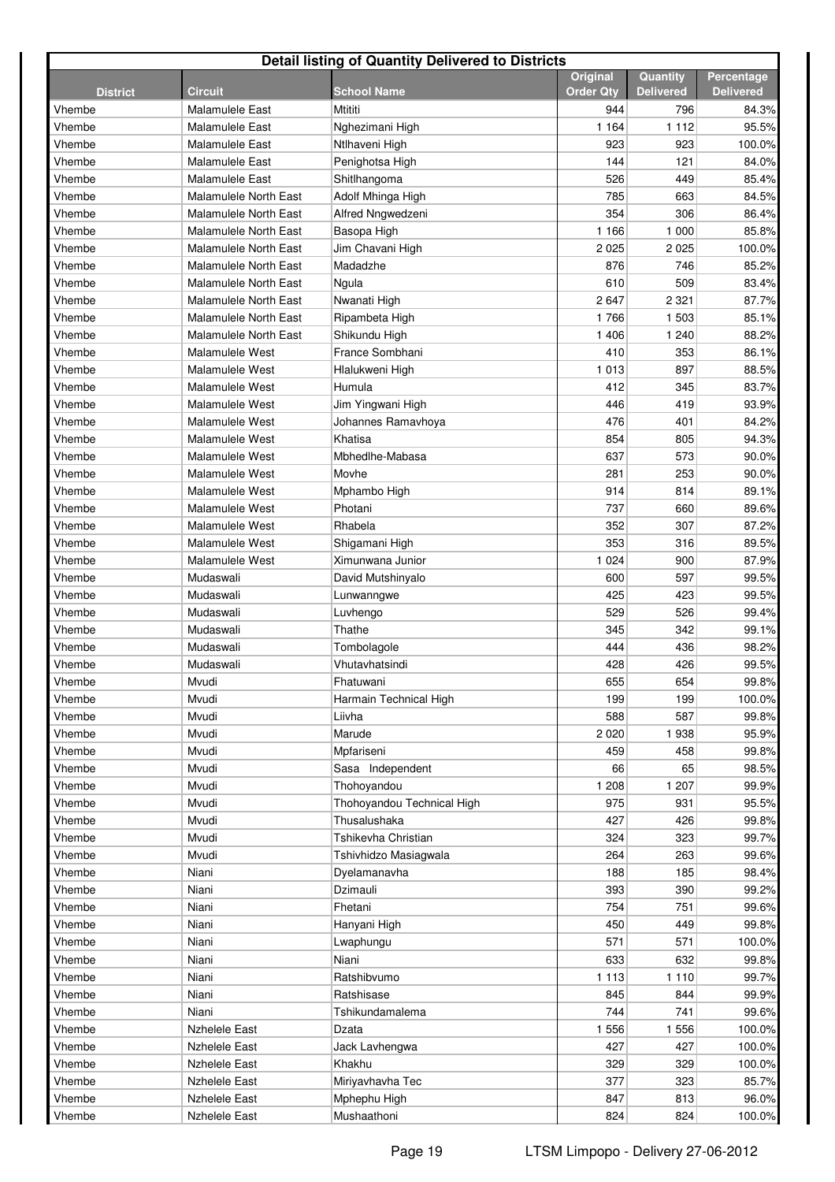**Detail listing of Quantity Delivered to Districts**

| District | Circuit | School Name | Original Order Qty | Quantity Delivered | Percentage Delivered |
|---|---|---|---|---|---|
| Vhembe | Malamulele East | Mtititi | 944 | 796 | 84.3% |
| Vhembe | Malamulele East | Nghezimani High | 1 164 | 1 112 | 95.5% |
| Vhembe | Malamulele East | Ntlhaveni High | 923 | 923 | 100.0% |
| Vhembe | Malamulele East | Penighotsa High | 144 | 121 | 84.0% |
| Vhembe | Malamulele East | Shitlhangoma | 526 | 449 | 85.4% |
| Vhembe | Malamulele North East | Adolf Mhinga High | 785 | 663 | 84.5% |
| Vhembe | Malamulele North East | Alfred Nngwedzeni | 354 | 306 | 86.4% |
| Vhembe | Malamulele North East | Basopa High | 1 166 | 1 000 | 85.8% |
| Vhembe | Malamulele North East | Jim Chavani High | 2 025 | 2 025 | 100.0% |
| Vhembe | Malamulele North East | Madadzhe | 876 | 746 | 85.2% |
| Vhembe | Malamulele North East | Ngula | 610 | 509 | 83.4% |
| Vhembe | Malamulele North East | Nwanati High | 2 647 | 2 321 | 87.7% |
| Vhembe | Malamulele North East | Ripambeta High | 1 766 | 1 503 | 85.1% |
| Vhembe | Malamulele North East | Shikundu High | 1 406 | 1 240 | 88.2% |
| Vhembe | Malamulele West | France Sombhani | 410 | 353 | 86.1% |
| Vhembe | Malamulele West | Hlalukweni High | 1 013 | 897 | 88.5% |
| Vhembe | Malamulele West | Humula | 412 | 345 | 83.7% |
| Vhembe | Malamulele West | Jim Yingwani High | 446 | 419 | 93.9% |
| Vhembe | Malamulele West | Johannes Ramavhoya | 476 | 401 | 84.2% |
| Vhembe | Malamulele West | Khatisa | 854 | 805 | 94.3% |
| Vhembe | Malamulele West | Mbhedlhe-Mabasa | 637 | 573 | 90.0% |
| Vhembe | Malamulele West | Movhe | 281 | 253 | 90.0% |
| Vhembe | Malamulele West | Mphambo High | 914 | 814 | 89.1% |
| Vhembe | Malamulele West | Photani | 737 | 660 | 89.6% |
| Vhembe | Malamulele West | Rhabela | 352 | 307 | 87.2% |
| Vhembe | Malamulele West | Shigamani High | 353 | 316 | 89.5% |
| Vhembe | Malamulele West | Ximunwana Junior | 1 024 | 900 | 87.9% |
| Vhembe | Mudaswali | David Mutshinyalo | 600 | 597 | 99.5% |
| Vhembe | Mudaswali | Lunwanngwe | 425 | 423 | 99.5% |
| Vhembe | Mudaswali | Luvhengo | 529 | 526 | 99.4% |
| Vhembe | Mudaswali | Thathe | 345 | 342 | 99.1% |
| Vhembe | Mudaswali | Tombolagole | 444 | 436 | 98.2% |
| Vhembe | Mudaswali | Vhutavhatsindi | 428 | 426 | 99.5% |
| Vhembe | Mvudi | Fhatuwani | 655 | 654 | 99.8% |
| Vhembe | Mvudi | Harmain Technical High | 199 | 199 | 100.0% |
| Vhembe | Mvudi | Liivha | 588 | 587 | 99.8% |
| Vhembe | Mvudi | Marude | 2 020 | 1 938 | 95.9% |
| Vhembe | Mvudi | Mpfariseni | 459 | 458 | 99.8% |
| Vhembe | Mvudi | Sasa Independent | 66 | 65 | 98.5% |
| Vhembe | Mvudi | Thohoyandou | 1 208 | 1 207 | 99.9% |
| Vhembe | Mvudi | Thohoyandou Technical High | 975 | 931 | 95.5% |
| Vhembe | Mvudi | Thusalushaka | 427 | 426 | 99.8% |
| Vhembe | Mvudi | Tshikevha Christian | 324 | 323 | 99.7% |
| Vhembe | Mvudi | Tshivhidzo Masiagwala | 264 | 263 | 99.6% |
| Vhembe | Niani | Dyelamanavha | 188 | 185 | 98.4% |
| Vhembe | Niani | Dzimauli | 393 | 390 | 99.2% |
| Vhembe | Niani | Fhetani | 754 | 751 | 99.6% |
| Vhembe | Niani | Hanyani High | 450 | 449 | 99.8% |
| Vhembe | Niani | Lwaphungu | 571 | 571 | 100.0% |
| Vhembe | Niani | Niani | 633 | 632 | 99.8% |
| Vhembe | Niani | Ratshibvumo | 1 113 | 1 110 | 99.7% |
| Vhembe | Niani | Ratshisase | 845 | 844 | 99.9% |
| Vhembe | Niani | Tshikundamalema | 744 | 741 | 99.6% |
| Vhembe | Nzhelele East | Dzata | 1 556 | 1 556 | 100.0% |
| Vhembe | Nzhelele East | Jack Lavhengwa | 427 | 427 | 100.0% |
| Vhembe | Nzhelele East | Khakhu | 329 | 329 | 100.0% |
| Vhembe | Nzhelele East | Miriyavhavha Tec | 377 | 323 | 85.7% |
| Vhembe | Nzhelele East | Mphephu High | 847 | 813 | 96.0% |
| Vhembe | Nzhelele East | Mushaathoni | 824 | 824 | 100.0% |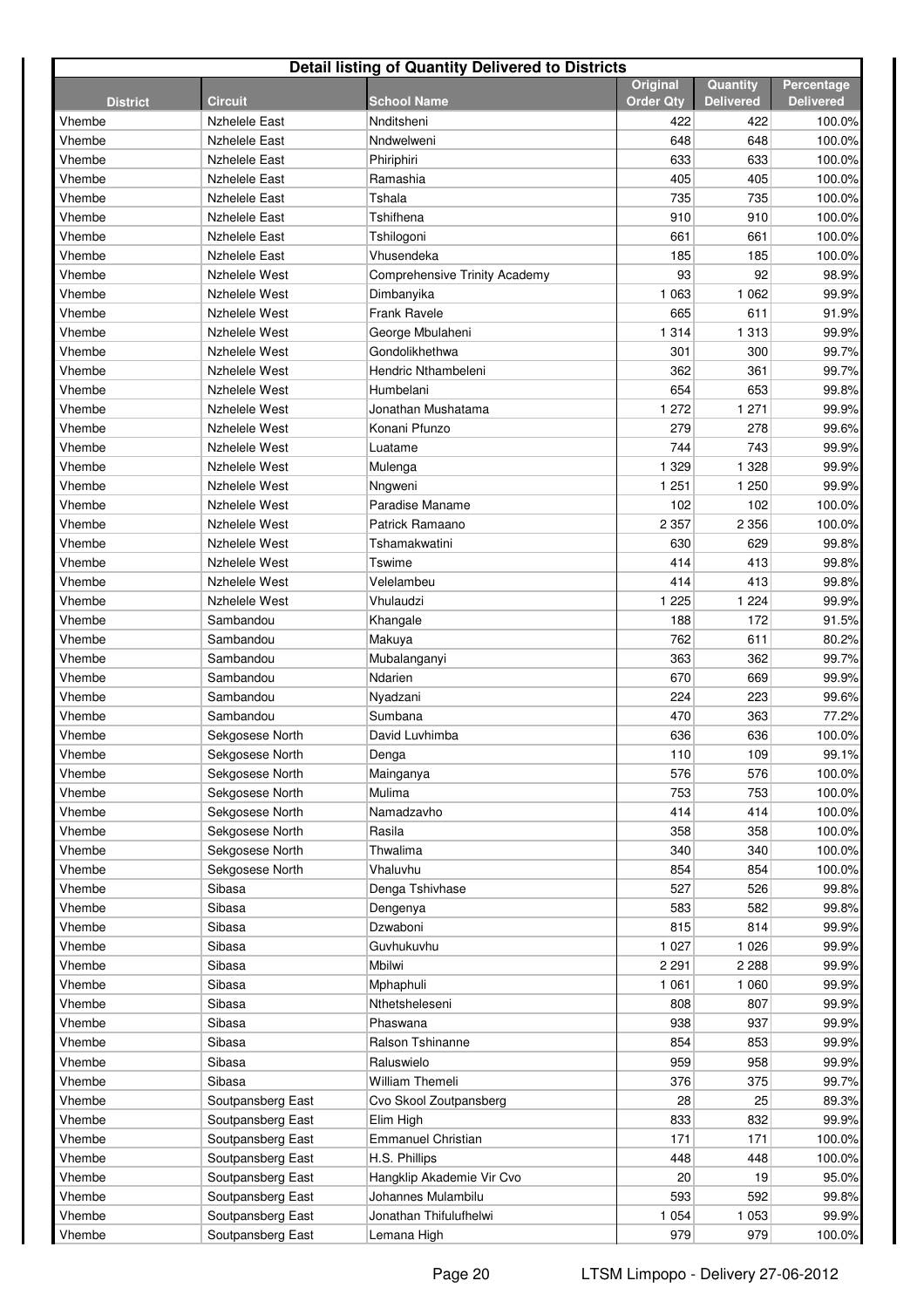| Detail listing of Quantity Delivered to Districts | | | | | |
|---|---|---|---|---|---|
| **District** | **Circuit** | **School Name** | **Original Order Qty** | **Quantity Delivered** | **Percentage Delivered** |
| Vhembe | Nzhelele East | Nnditsheni | 422 | 422 | 100.0% |
| Vhembe | Nzhelele East | Nndwelweni | 648 | 648 | 100.0% |
| Vhembe | Nzhelele East | Phiriphiri | 633 | 633 | 100.0% |
| Vhembe | Nzhelele East | Ramashia | 405 | 405 | 100.0% |
| Vhembe | Nzhelele East | Tshala | 735 | 735 | 100.0% |
| Vhembe | Nzhelele East | Tshifhena | 910 | 910 | 100.0% |
| Vhembe | Nzhelele East | Tshilogoni | 661 | 661 | 100.0% |
| Vhembe | Nzhelele East | Vhusendeka | 185 | 185 | 100.0% |
| Vhembe | Nzhelele West | Comprehensive Trinity Academy | 93 | 92 | 98.9% |
| Vhembe | Nzhelele West | Dimbanyika | 1 063 | 1 062 | 99.9% |
| Vhembe | Nzhelele West | Frank Ravele | 665 | 611 | 91.9% |
| Vhembe | Nzhelele West | George Mbulaheni | 1 314 | 1 313 | 99.9% |
| Vhembe | Nzhelele West | Gondolikhethwa | 301 | 300 | 99.7% |
| Vhembe | Nzhelele West | Hendric Nthambeleni | 362 | 361 | 99.7% |
| Vhembe | Nzhelele West | Humbelani | 654 | 653 | 99.8% |
| Vhembe | Nzhelele West | Jonathan Mushatama | 1 272 | 1 271 | 99.9% |
| Vhembe | Nzhelele West | Konani Pfunzo | 279 | 278 | 99.6% |
| Vhembe | Nzhelele West | Luatame | 744 | 743 | 99.9% |
| Vhembe | Nzhelele West | Mulenga | 1 329 | 1 328 | 99.9% |
| Vhembe | Nzhelele West | Nngweni | 1 251 | 1 250 | 99.9% |
| Vhembe | Nzhelele West | Paradise Maname | 102 | 102 | 100.0% |
| Vhembe | Nzhelele West | Patrick Ramaano | 2 357 | 2 356 | 100.0% |
| Vhembe | Nzhelele West | Tshamakwatini | 630 | 629 | 99.8% |
| Vhembe | Nzhelele West | Tswime | 414 | 413 | 99.8% |
| Vhembe | Nzhelele West | Velelambeu | 414 | 413 | 99.8% |
| Vhembe | Nzhelele West | Vhulaudzi | 1 225 | 1 224 | 99.9% |
| Vhembe | Sambandou | Khangale | 188 | 172 | 91.5% |
| Vhembe | Sambandou | Makuya | 762 | 611 | 80.2% |
| Vhembe | Sambandou | Mubalanganyi | 363 | 362 | 99.7% |
| Vhembe | Sambandou | Ndarien | 670 | 669 | 99.9% |
| Vhembe | Sambandou | Nyadzani | 224 | 223 | 99.6% |
| Vhembe | Sambandou | Sumbana | 470 | 363 | 77.2% |
| Vhembe | Sekgosese North | David Luvhimba | 636 | 636 | 100.0% |
| Vhembe | Sekgosese North | Denga | 110 | 109 | 99.1% |
| Vhembe | Sekgosese North | Mainganya | 576 | 576 | 100.0% |
| Vhembe | Sekgosese North | Mulima | 753 | 753 | 100.0% |
| Vhembe | Sekgosese North | Namadzavho | 414 | 414 | 100.0% |
| Vhembe | Sekgosese North | Rasila | 358 | 358 | 100.0% |
| Vhembe | Sekgosese North | Thwalima | 340 | 340 | 100.0% |
| Vhembe | Sekgosese North | Vhaluvhu | 854 | 854 | 100.0% |
| Vhembe | Sibasa | Denga Tshivhase | 527 | 526 | 99.8% |
| Vhembe | Sibasa | Dengenya | 583 | 582 | 99.8% |
| Vhembe | Sibasa | Dzwaboni | 815 | 814 | 99.9% |
| Vhembe | Sibasa | Guvhukuvhu | 1 027 | 1 026 | 99.9% |
| Vhembe | Sibasa | Mbilwi | 2 291 | 2 288 | 99.9% |
| Vhembe | Sibasa | Mphaphuli | 1 061 | 1 060 | 99.9% |
| Vhembe | Sibasa | Nthetsheleseni | 808 | 807 | 99.9% |
| Vhembe | Sibasa | Phaswana | 938 | 937 | 99.9% |
| Vhembe | Sibasa | Ralson Tshinanne | 854 | 853 | 99.9% |
| Vhembe | Sibasa | Raluswielo | 959 | 958 | 99.9% |
| Vhembe | Sibasa | William Themeli | 376 | 375 | 99.7% |
| Vhembe | Soutpansberg East | Cvo Skool Zoutpansberg | 28 | 25 | 89.3% |
| Vhembe | Soutpansberg East | Elim High | 833 | 832 | 99.9% |
| Vhembe | Soutpansberg East | Emmanuel Christian | 171 | 171 | 100.0% |
| Vhembe | Soutpansberg East | H.S. Phillips | 448 | 448 | 100.0% |
| Vhembe | Soutpansberg East | Hangklip Akademie Vir Cvo | 20 | 19 | 95.0% |
| Vhembe | Soutpansberg East | Johannes Mulambilu | 593 | 592 | 99.8% |
| Vhembe | Soutpansberg East | Jonathan Thifulufhelwi | 1 054 | 1 053 | 99.9% |
| Vhembe | Soutpansberg East | Lemana High | 979 | 979 | 100.0% |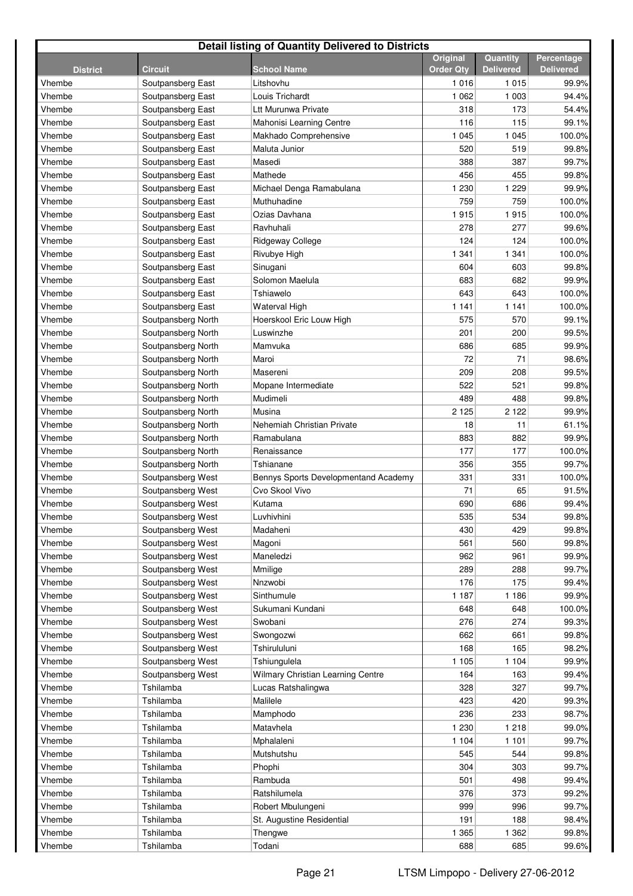| Detail listing of Quantity Delivered to Districts | | | | | |
|---|---|---|---|---|---|
| **District** | **Circuit** | **School Name** | **Original Order Qty** | **Quantity Delivered** | **Percentage Delivered** |
| Vhembe | Soutpansberg East | Litshovhu | 1 016 | 1 015 | 99.9% |
| Vhembe | Soutpansberg East | Louis Trichardt | 1 062 | 1 003 | 94.4% |
| Vhembe | Soutpansberg East | Ltt Murunwa Private | 318 | 173 | 54.4% |
| Vhembe | Soutpansberg East | Mahonisi Learning Centre | 116 | 115 | 99.1% |
| Vhembe | Soutpansberg East | Makhado Comprehensive | 1 045 | 1 045 | 100.0% |
| Vhembe | Soutpansberg East | Maluta Junior | 520 | 519 | 99.8% |
| Vhembe | Soutpansberg East | Masedi | 388 | 387 | 99.7% |
| Vhembe | Soutpansberg East | Mathede | 456 | 455 | 99.8% |
| Vhembe | Soutpansberg East | Michael Denga Ramabulana | 1 230 | 1 229 | 99.9% |
| Vhembe | Soutpansberg East | Muthuhadine | 759 | 759 | 100.0% |
| Vhembe | Soutpansberg East | Ozias Davhana | 1 915 | 1 915 | 100.0% |
| Vhembe | Soutpansberg East | Ravhuhali | 278 | 277 | 99.6% |
| Vhembe | Soutpansberg East | Ridgeway College | 124 | 124 | 100.0% |
| Vhembe | Soutpansberg East | Rivubye High | 1 341 | 1 341 | 100.0% |
| Vhembe | Soutpansberg East | Sinugani | 604 | 603 | 99.8% |
| Vhembe | Soutpansberg East | Solomon Maelula | 683 | 682 | 99.9% |
| Vhembe | Soutpansberg East | Tshiawelo | 643 | 643 | 100.0% |
| Vhembe | Soutpansberg East | Waterval High | 1 141 | 1 141 | 100.0% |
| Vhembe | Soutpansberg North | Hoerskool Eric Louw High | 575 | 570 | 99.1% |
| Vhembe | Soutpansberg North | Luswinzhe | 201 | 200 | 99.5% |
| Vhembe | Soutpansberg North | Mamvuka | 686 | 685 | 99.9% |
| Vhembe | Soutpansberg North | Maroi | 72 | 71 | 98.6% |
| Vhembe | Soutpansberg North | Masereni | 209 | 208 | 99.5% |
| Vhembe | Soutpansberg North | Mopane Intermediate | 522 | 521 | 99.8% |
| Vhembe | Soutpansberg North | Mudimeli | 489 | 488 | 99.8% |
| Vhembe | Soutpansberg North | Musina | 2 125 | 2 122 | 99.9% |
| Vhembe | Soutpansberg North | Nehemiah Christian Private | 18 | 11 | 61.1% |
| Vhembe | Soutpansberg North | Ramabulana | 883 | 882 | 99.9% |
| Vhembe | Soutpansberg North | Renaissance | 177 | 177 | 100.0% |
| Vhembe | Soutpansberg North | Tshianane | 356 | 355 | 99.7% |
| Vhembe | Soutpansberg West | Bennys Sports Developmentand Academy | 331 | 331 | 100.0% |
| Vhembe | Soutpansberg West | Cvo Skool Vivo | 71 | 65 | 91.5% |
| Vhembe | Soutpansberg West | Kutama | 690 | 686 | 99.4% |
| Vhembe | Soutpansberg West | Luvhivhini | 535 | 534 | 99.8% |
| Vhembe | Soutpansberg West | Madaheni | 430 | 429 | 99.8% |
| Vhembe | Soutpansberg West | Magoni | 561 | 560 | 99.8% |
| Vhembe | Soutpansberg West | Maneledzi | 962 | 961 | 99.9% |
| Vhembe | Soutpansberg West | Mmilige | 289 | 288 | 99.7% |
| Vhembe | Soutpansberg West | Nnzwobi | 176 | 175 | 99.4% |
| Vhembe | Soutpansberg West | Sinthumule | 1 187 | 1 186 | 99.9% |
| Vhembe | Soutpansberg West | Sukumani Kundani | 648 | 648 | 100.0% |
| Vhembe | Soutpansberg West | Swobani | 276 | 274 | 99.3% |
| Vhembe | Soutpansberg West | Swongozwi | 662 | 661 | 99.8% |
| Vhembe | Soutpansberg West | Tshirululuni | 168 | 165 | 98.2% |
| Vhembe | Soutpansberg West | Tshiungulela | 1 105 | 1 104 | 99.9% |
| Vhembe | Soutpansberg West | Wilmary Christian Learning Centre | 164 | 163 | 99.4% |
| Vhembe | Tshilamba | Lucas Ratshalingwa | 328 | 327 | 99.7% |
| Vhembe | Tshilamba | Malilele | 423 | 420 | 99.3% |
| Vhembe | Tshilamba | Mamphodo | 236 | 233 | 98.7% |
| Vhembe | Tshilamba | Matavhela | 1 230 | 1 218 | 99.0% |
| Vhembe | Tshilamba | Mphalaleni | 1 104 | 1 101 | 99.7% |
| Vhembe | Tshilamba | Mutshutshu | 545 | 544 | 99.8% |
| Vhembe | Tshilamba | Phophi | 304 | 303 | 99.7% |
| Vhembe | Tshilamba | Rambuda | 501 | 498 | 99.4% |
| Vhembe | Tshilamba | Ratshilumela | 376 | 373 | 99.2% |
| Vhembe | Tshilamba | Robert Mbulungeni | 999 | 996 | 99.7% |
| Vhembe | Tshilamba | St. Augustine Residential | 191 | 188 | 98.4% |
| Vhembe | Tshilamba | Thengwe | 1 365 | 1 362 | 99.8% |
| Vhembe | Tshilamba | Todani | 688 | 685 | 99.6% |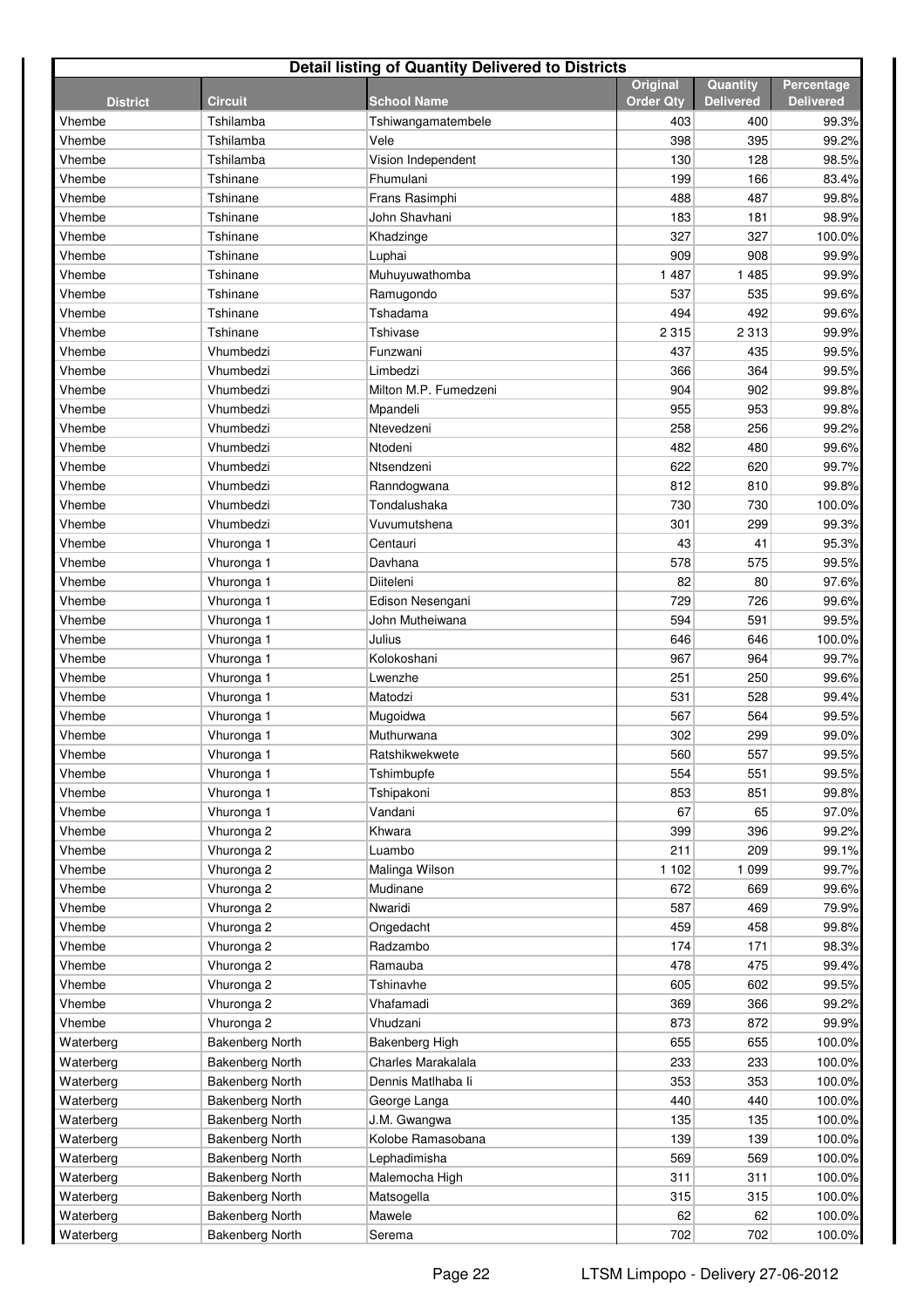**Detail listing of Quantity Delivered to Districts**

| District | Circuit | School Name | Original Order Qty | Quantity Delivered | Percentage Delivered |
|---|---|---|---|---|---|
| Vhembe | Tshilamba | Tshiwangamatembele | 403 | 400 | 99.3% |
| Vhembe | Tshilamba | Vele | 398 | 395 | 99.2% |
| Vhembe | Tshilamba | Vision Independent | 130 | 128 | 98.5% |
| Vhembe | Tshinane | Fhumulani | 199 | 166 | 83.4% |
| Vhembe | Tshinane | Frans Rasimphi | 488 | 487 | 99.8% |
| Vhembe | Tshinane | John Shavhani | 183 | 181 | 98.9% |
| Vhembe | Tshinane | Khadzinge | 327 | 327 | 100.0% |
| Vhembe | Tshinane | Luphai | 909 | 908 | 99.9% |
| Vhembe | Tshinane | Muhuyuwathomba | 1 487 | 1 485 | 99.9% |
| Vhembe | Tshinane | Ramugondo | 537 | 535 | 99.6% |
| Vhembe | Tshinane | Tshadama | 494 | 492 | 99.6% |
| Vhembe | Tshinane | Tshivase | 2 315 | 2 313 | 99.9% |
| Vhembe | Vhumbedzi | Funzwani | 437 | 435 | 99.5% |
| Vhembe | Vhumbedzi | Limbedzi | 366 | 364 | 99.5% |
| Vhembe | Vhumbedzi | Milton M.P. Fumedzeni | 904 | 902 | 99.8% |
| Vhembe | Vhumbedzi | Mpandeli | 955 | 953 | 99.8% |
| Vhembe | Vhumbedzi | Ntevedzeni | 258 | 256 | 99.2% |
| Vhembe | Vhumbedzi | Ntodeni | 482 | 480 | 99.6% |
| Vhembe | Vhumbedzi | Ntsendzeni | 622 | 620 | 99.7% |
| Vhembe | Vhumbedzi | Ranndogwana | 812 | 810 | 99.8% |
| Vhembe | Vhumbedzi | Tondalushaka | 730 | 730 | 100.0% |
| Vhembe | Vhumbedzi | Vuvumutshena | 301 | 299 | 99.3% |
| Vhembe | Vhuronga 1 | Centauri | 43 | 41 | 95.3% |
| Vhembe | Vhuronga 1 | Davhana | 578 | 575 | 99.5% |
| Vhembe | Vhuronga 1 | Diiteleni | 82 | 80 | 97.6% |
| Vhembe | Vhuronga 1 | Edison Nesengani | 729 | 726 | 99.6% |
| Vhembe | Vhuronga 1 | John Mutheiwana | 594 | 591 | 99.5% |
| Vhembe | Vhuronga 1 | Julius | 646 | 646 | 100.0% |
| Vhembe | Vhuronga 1 | Kolokoshani | 967 | 964 | 99.7% |
| Vhembe | Vhuronga 1 | Lwenzhe | 251 | 250 | 99.6% |
| Vhembe | Vhuronga 1 | Matodzi | 531 | 528 | 99.4% |
| Vhembe | Vhuronga 1 | Mugoidwa | 567 | 564 | 99.5% |
| Vhembe | Vhuronga 1 | Muthurwana | 302 | 299 | 99.0% |
| Vhembe | Vhuronga 1 | Ratshikwekwete | 560 | 557 | 99.5% |
| Vhembe | Vhuronga 1 | Tshimbupfe | 554 | 551 | 99.5% |
| Vhembe | Vhuronga 1 | Tshipakoni | 853 | 851 | 99.8% |
| Vhembe | Vhuronga 1 | Vandani | 67 | 65 | 97.0% |
| Vhembe | Vhuronga 2 | Khwara | 399 | 396 | 99.2% |
| Vhembe | Vhuronga 2 | Luambo | 211 | 209 | 99.1% |
| Vhembe | Vhuronga 2 | Malinga Wilson | 1 102 | 1 099 | 99.7% |
| Vhembe | Vhuronga 2 | Mudinane | 672 | 669 | 99.6% |
| Vhembe | Vhuronga 2 | Nwaridi | 587 | 469 | 79.9% |
| Vhembe | Vhuronga 2 | Ongedacht | 459 | 458 | 99.8% |
| Vhembe | Vhuronga 2 | Radzambo | 174 | 171 | 98.3% |
| Vhembe | Vhuronga 2 | Ramauba | 478 | 475 | 99.4% |
| Vhembe | Vhuronga 2 | Tshinavhe | 605 | 602 | 99.5% |
| Vhembe | Vhuronga 2 | Vhafamadi | 369 | 366 | 99.2% |
| Vhembe | Vhuronga 2 | Vhudzani | 873 | 872 | 99.9% |
| Waterberg | Bakenberg North | Bakenberg High | 655 | 655 | 100.0% |
| Waterberg | Bakenberg North | Charles Marakalala | 233 | 233 | 100.0% |
| Waterberg | Bakenberg North | Dennis Matlhaba Ii | 353 | 353 | 100.0% |
| Waterberg | Bakenberg North | George Langa | 440 | 440 | 100.0% |
| Waterberg | Bakenberg North | J.M. Gwangwa | 135 | 135 | 100.0% |
| Waterberg | Bakenberg North | Kolobe Ramasobana | 139 | 139 | 100.0% |
| Waterberg | Bakenberg North | Lephadimisha | 569 | 569 | 100.0% |
| Waterberg | Bakenberg North | Malemocha High | 311 | 311 | 100.0% |
| Waterberg | Bakenberg North | Matsogella | 315 | 315 | 100.0% |
| Waterberg | Bakenberg North | Mawele | 62 | 62 | 100.0% |
| Waterberg | Bakenberg North | Serema | 702 | 702 | 100.0% |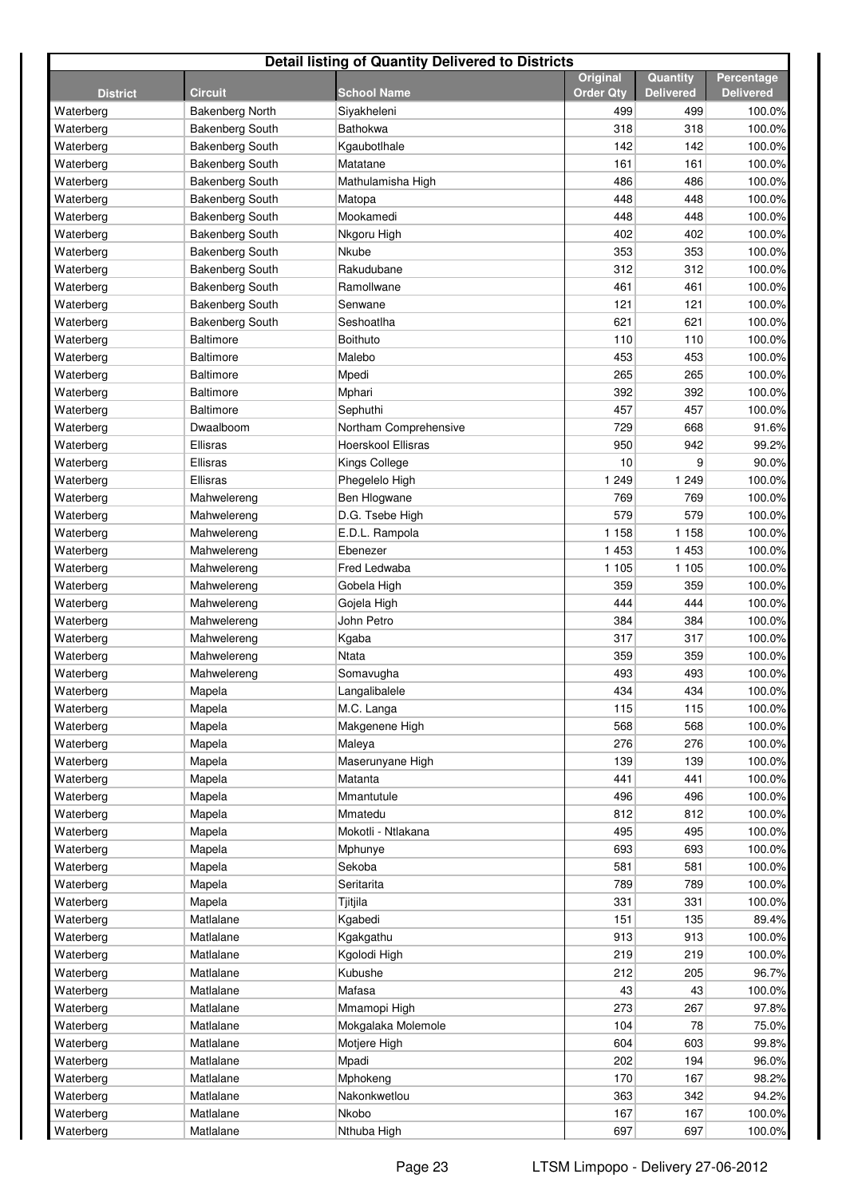**Detail listing of Quantity Delivered to Districts**

| District | Circuit | School Name | Original Order Qty | Quantity Delivered | Percentage Delivered |
|---|---|---|---|---|---|
| Waterberg | Bakenberg North | Siyakheleni | 499 | 499 | 100.0% |
| Waterberg | Bakenberg South | Bathokwa | 318 | 318 | 100.0% |
| Waterberg | Bakenberg South | Kgaubotlhale | 142 | 142 | 100.0% |
| Waterberg | Bakenberg South | Matatane | 161 | 161 | 100.0% |
| Waterberg | Bakenberg South | Mathulamisha High | 486 | 486 | 100.0% |
| Waterberg | Bakenberg South | Matopa | 448 | 448 | 100.0% |
| Waterberg | Bakenberg South | Mookamedi | 448 | 448 | 100.0% |
| Waterberg | Bakenberg South | Nkgoru High | 402 | 402 | 100.0% |
| Waterberg | Bakenberg South | Nkube | 353 | 353 | 100.0% |
| Waterberg | Bakenberg South | Rakudubane | 312 | 312 | 100.0% |
| Waterberg | Bakenberg South | Ramollwane | 461 | 461 | 100.0% |
| Waterberg | Bakenberg South | Senwane | 121 | 121 | 100.0% |
| Waterberg | Bakenberg South | Seshoatlha | 621 | 621 | 100.0% |
| Waterberg | Baltimore | Boithuto | 110 | 110 | 100.0% |
| Waterberg | Baltimore | Malebo | 453 | 453 | 100.0% |
| Waterberg | Baltimore | Mpedi | 265 | 265 | 100.0% |
| Waterberg | Baltimore | Mphari | 392 | 392 | 100.0% |
| Waterberg | Baltimore | Sephuthi | 457 | 457 | 100.0% |
| Waterberg | Dwaalboom | Northam Comprehensive | 729 | 668 | 91.6% |
| Waterberg | Ellisras | Hoerskool Ellisras | 950 | 942 | 99.2% |
| Waterberg | Ellisras | Kings College | 10 | 9 | 90.0% |
| Waterberg | Ellisras | Phegelelo High | 1 249 | 1 249 | 100.0% |
| Waterberg | Mahwelereng | Ben Hlogwane | 769 | 769 | 100.0% |
| Waterberg | Mahwelereng | D.G. Tsebe High | 579 | 579 | 100.0% |
| Waterberg | Mahwelereng | E.D.L. Rampola | 1 158 | 1 158 | 100.0% |
| Waterberg | Mahwelereng | Ebenezer | 1 453 | 1 453 | 100.0% |
| Waterberg | Mahwelereng | Fred Ledwaba | 1 105 | 1 105 | 100.0% |
| Waterberg | Mahwelereng | Gobela High | 359 | 359 | 100.0% |
| Waterberg | Mahwelereng | Gojela High | 444 | 444 | 100.0% |
| Waterberg | Mahwelereng | John Petro | 384 | 384 | 100.0% |
| Waterberg | Mahwelereng | Kgaba | 317 | 317 | 100.0% |
| Waterberg | Mahwelereng | Ntata | 359 | 359 | 100.0% |
| Waterberg | Mahwelereng | Somavugha | 493 | 493 | 100.0% |
| Waterberg | Mapela | Langalibalele | 434 | 434 | 100.0% |
| Waterberg | Mapela | M.C. Langa | 115 | 115 | 100.0% |
| Waterberg | Mapela | Makgenene High | 568 | 568 | 100.0% |
| Waterberg | Mapela | Maleya | 276 | 276 | 100.0% |
| Waterberg | Mapela | Maserunyane High | 139 | 139 | 100.0% |
| Waterberg | Mapela | Matanta | 441 | 441 | 100.0% |
| Waterberg | Mapela | Mmantutule | 496 | 496 | 100.0% |
| Waterberg | Mapela | Mmatedu | 812 | 812 | 100.0% |
| Waterberg | Mapela | Mokotli - Ntlakana | 495 | 495 | 100.0% |
| Waterberg | Mapela | Mphunye | 693 | 693 | 100.0% |
| Waterberg | Mapela | Sekoba | 581 | 581 | 100.0% |
| Waterberg | Mapela | Seritarita | 789 | 789 | 100.0% |
| Waterberg | Mapela | Tjitjila | 331 | 331 | 100.0% |
| Waterberg | Matlalane | Kgabedi | 151 | 135 | 89.4% |
| Waterberg | Matlalane | Kgakgathu | 913 | 913 | 100.0% |
| Waterberg | Matlalane | Kgolodi High | 219 | 219 | 100.0% |
| Waterberg | Matlalane | Kubushe | 212 | 205 | 96.7% |
| Waterberg | Matlalane | Mafasa | 43 | 43 | 100.0% |
| Waterberg | Matlalane | Mmamopi High | 273 | 267 | 97.8% |
| Waterberg | Matlalane | Mokgalaka Molemole | 104 | 78 | 75.0% |
| Waterberg | Matlalane | Motjere High | 604 | 603 | 99.8% |
| Waterberg | Matlalane | Mpadi | 202 | 194 | 96.0% |
| Waterberg | Matlalane | Mphokeng | 170 | 167 | 98.2% |
| Waterberg | Matlalane | Nakonkwetlou | 363 | 342 | 94.2% |
| Waterberg | Matlalane | Nkobo | 167 | 167 | 100.0% |
| Waterberg | Matlalane | Nthuba High | 697 | 697 | 100.0% |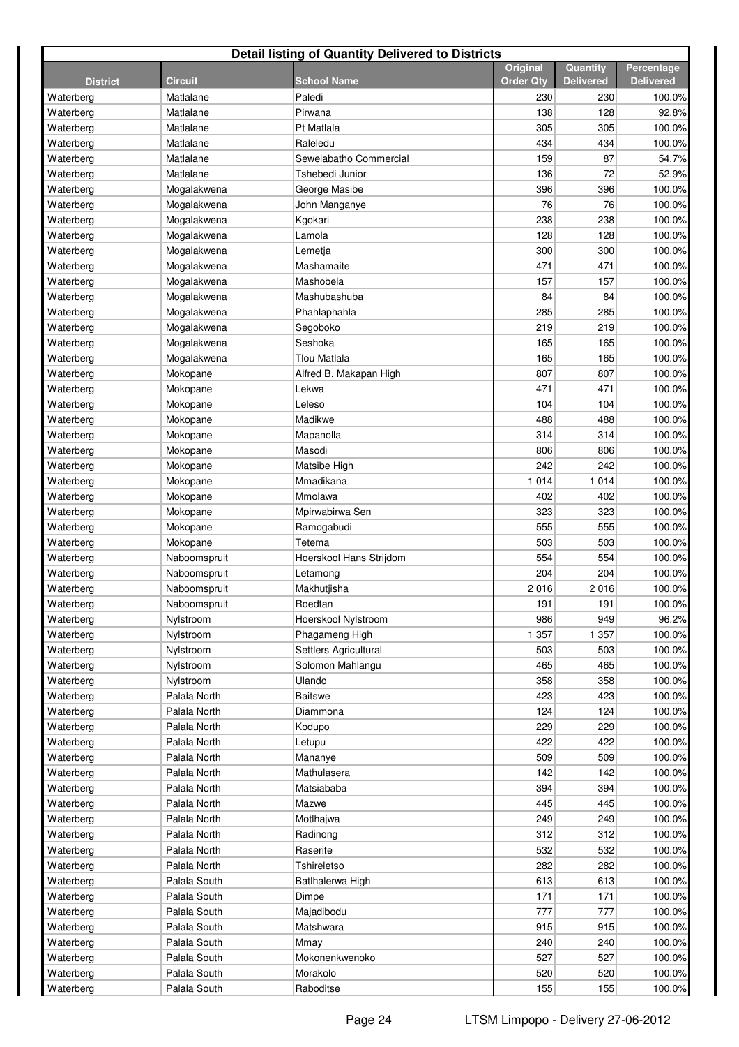**Detail listing of Quantity Delivered to Districts**

| District | Circuit | School Name | Original Order Qty | Quantity Delivered | Percentage Delivered |
|---|---|---|---|---|---|
| Waterberg | Matlalane | Paledi | 230 | 230 | 100.0% |
| Waterberg | Matlalane | Pirwana | 138 | 128 | 92.8% |
| Waterberg | Matlalane | Pt Matlala | 305 | 305 | 100.0% |
| Waterberg | Matlalane | Raleledu | 434 | 434 | 100.0% |
| Waterberg | Matlalane | Sewelabatho Commercial | 159 | 87 | 54.7% |
| Waterberg | Matlalane | Tshebedi Junior | 136 | 72 | 52.9% |
| Waterberg | Mogalakwena | George Masibe | 396 | 396 | 100.0% |
| Waterberg | Mogalakwena | John Manganye | 76 | 76 | 100.0% |
| Waterberg | Mogalakwena | Kgokari | 238 | 238 | 100.0% |
| Waterberg | Mogalakwena | Lamola | 128 | 128 | 100.0% |
| Waterberg | Mogalakwena | Lemetja | 300 | 300 | 100.0% |
| Waterberg | Mogalakwena | Mashamaite | 471 | 471 | 100.0% |
| Waterberg | Mogalakwena | Mashobela | 157 | 157 | 100.0% |
| Waterberg | Mogalakwena | Mashubashuba | 84 | 84 | 100.0% |
| Waterberg | Mogalakwena | Phahlaphahla | 285 | 285 | 100.0% |
| Waterberg | Mogalakwena | Segoboko | 219 | 219 | 100.0% |
| Waterberg | Mogalakwena | Seshoka | 165 | 165 | 100.0% |
| Waterberg | Mogalakwena | Tlou Matlala | 165 | 165 | 100.0% |
| Waterberg | Mokopane | Alfred B. Makapan High | 807 | 807 | 100.0% |
| Waterberg | Mokopane | Lekwa | 471 | 471 | 100.0% |
| Waterberg | Mokopane | Leleso | 104 | 104 | 100.0% |
| Waterberg | Mokopane | Madikwe | 488 | 488 | 100.0% |
| Waterberg | Mokopane | Mapanolla | 314 | 314 | 100.0% |
| Waterberg | Mokopane | Masodi | 806 | 806 | 100.0% |
| Waterberg | Mokopane | Matsibe High | 242 | 242 | 100.0% |
| Waterberg | Mokopane | Mmadikana | 1 014 | 1 014 | 100.0% |
| Waterberg | Mokopane | Mmolawa | 402 | 402 | 100.0% |
| Waterberg | Mokopane | Mpirwabirwa Sen | 323 | 323 | 100.0% |
| Waterberg | Mokopane | Ramogabudi | 555 | 555 | 100.0% |
| Waterberg | Mokopane | Tetema | 503 | 503 | 100.0% |
| Waterberg | Naboomspruit | Hoerskool Hans Strijdom | 554 | 554 | 100.0% |
| Waterberg | Naboomspruit | Letamong | 204 | 204 | 100.0% |
| Waterberg | Naboomspruit | Makhutjisha | 2 016 | 2 016 | 100.0% |
| Waterberg | Naboomspruit | Roedtan | 191 | 191 | 100.0% |
| Waterberg | Nylstroom | Hoerskool Nylstroom | 986 | 949 | 96.2% |
| Waterberg | Nylstroom | Phagameng High | 1 357 | 1 357 | 100.0% |
| Waterberg | Nylstroom | Settlers Agricultural | 503 | 503 | 100.0% |
| Waterberg | Nylstroom | Solomon Mahlangu | 465 | 465 | 100.0% |
| Waterberg | Nylstroom | Ulando | 358 | 358 | 100.0% |
| Waterberg | Palala North | Baitswe | 423 | 423 | 100.0% |
| Waterberg | Palala North | Diammona | 124 | 124 | 100.0% |
| Waterberg | Palala North | Kodupo | 229 | 229 | 100.0% |
| Waterberg | Palala North | Letupu | 422 | 422 | 100.0% |
| Waterberg | Palala North | Mananye | 509 | 509 | 100.0% |
| Waterberg | Palala North | Mathulasera | 142 | 142 | 100.0% |
| Waterberg | Palala North | Matsiababa | 394 | 394 | 100.0% |
| Waterberg | Palala North | Mazwe | 445 | 445 | 100.0% |
| Waterberg | Palala North | Motlhajwa | 249 | 249 | 100.0% |
| Waterberg | Palala North | Radinong | 312 | 312 | 100.0% |
| Waterberg | Palala North | Raserite | 532 | 532 | 100.0% |
| Waterberg | Palala North | Tshireletso | 282 | 282 | 100.0% |
| Waterberg | Palala South | Batlhalerwa High | 613 | 613 | 100.0% |
| Waterberg | Palala South | Dimpe | 171 | 171 | 100.0% |
| Waterberg | Palala South | Majadibodu | 777 | 777 | 100.0% |
| Waterberg | Palala South | Matshwara | 915 | 915 | 100.0% |
| Waterberg | Palala South | Mmay | 240 | 240 | 100.0% |
| Waterberg | Palala South | Mokonenkwenoko | 527 | 527 | 100.0% |
| Waterberg | Palala South | Morakolo | 520 | 520 | 100.0% |
| Waterberg | Palala South | Raboditse | 155 | 155 | 100.0% |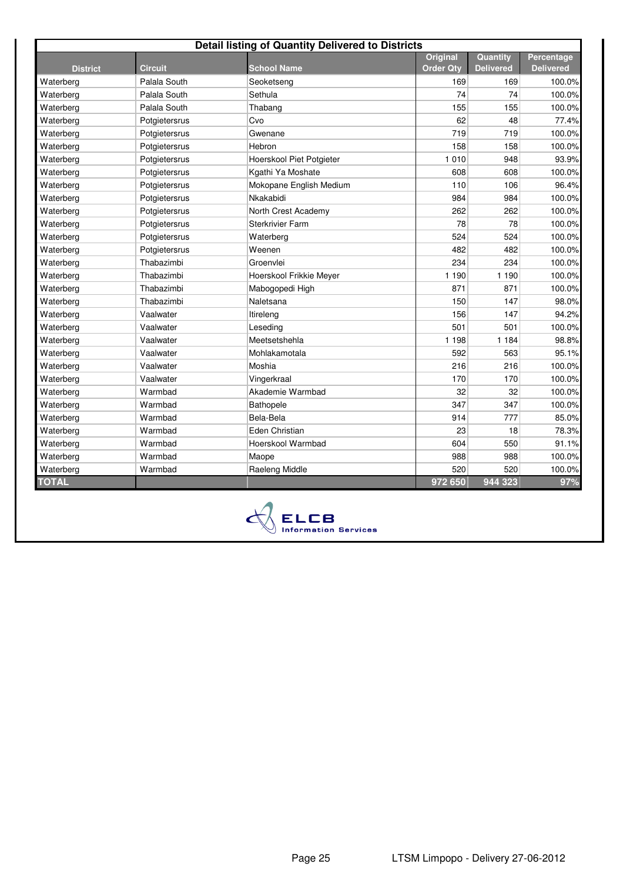## Detail listing of Quantity Delivered to Districts

| District | Circuit | School Name | Original Order Qty | Quantity Delivered | Percentage Delivered |
|---|---|---|---|---|---|
| Waterberg | Palala South | Seoketseng | 169 | 169 | 100.0% |
| Waterberg | Palala South | Sethula | 74 | 74 | 100.0% |
| Waterberg | Palala South | Thabang | 155 | 155 | 100.0% |
| Waterberg | Potgietersrus | Cvo | 62 | 48 | 77.4% |
| Waterberg | Potgietersrus | Gwenane | 719 | 719 | 100.0% |
| Waterberg | Potgietersrus | Hebron | 158 | 158 | 100.0% |
| Waterberg | Potgietersrus | Hoerskool Piet Potgieter | 1 010 | 948 | 93.9% |
| Waterberg | Potgietersrus | Kgathi Ya Moshate | 608 | 608 | 100.0% |
| Waterberg | Potgietersrus | Mokopane English Medium | 110 | 106 | 96.4% |
| Waterberg | Potgietersrus | Nkakabidi | 984 | 984 | 100.0% |
| Waterberg | Potgietersrus | North Crest Academy | 262 | 262 | 100.0% |
| Waterberg | Potgietersrus | Sterkrivier Farm | 78 | 78 | 100.0% |
| Waterberg | Potgietersrus | Waterberg | 524 | 524 | 100.0% |
| Waterberg | Potgietersrus | Weenen | 482 | 482 | 100.0% |
| Waterberg | Thabazimbi | Groenvlei | 234 | 234 | 100.0% |
| Waterberg | Thabazimbi | Hoerskool Frikkie Meyer | 1 190 | 1 190 | 100.0% |
| Waterberg | Thabazimbi | Mabogopedi High | 871 | 871 | 100.0% |
| Waterberg | Thabazimbi | Naletsana | 150 | 147 | 98.0% |
| Waterberg | Vaalwater | Itireleng | 156 | 147 | 94.2% |
| Waterberg | Vaalwater | Leseding | 501 | 501 | 100.0% |
| Waterberg | Vaalwater | Meetsetshehla | 1 198 | 1 184 | 98.8% |
| Waterberg | Vaalwater | Mohlakamotala | 592 | 563 | 95.1% |
| Waterberg | Vaalwater | Moshia | 216 | 216 | 100.0% |
| Waterberg | Vaalwater | Vingerkraal | 170 | 170 | 100.0% |
| Waterberg | Warmbad | Akademie Warmbad | 32 | 32 | 100.0% |
| Waterberg | Warmbad | Bathopele | 347 | 347 | 100.0% |
| Waterberg | Warmbad | Bela-Bela | 914 | 777 | 85.0% |
| Waterberg | Warmbad | Eden Christian | 23 | 18 | 78.3% |
| Waterberg | Warmbad | Hoerskool Warmbad | 604 | 550 | 91.1% |
| Waterberg | Warmbad | Maope | 988 | 988 | 100.0% |
| Waterberg | Warmbad | Raeleng Middle | 520 | 520 | 100.0% |
| **TOTAL** | | | **972 650** | **944 323** | **97%** |

ELCB Information Services